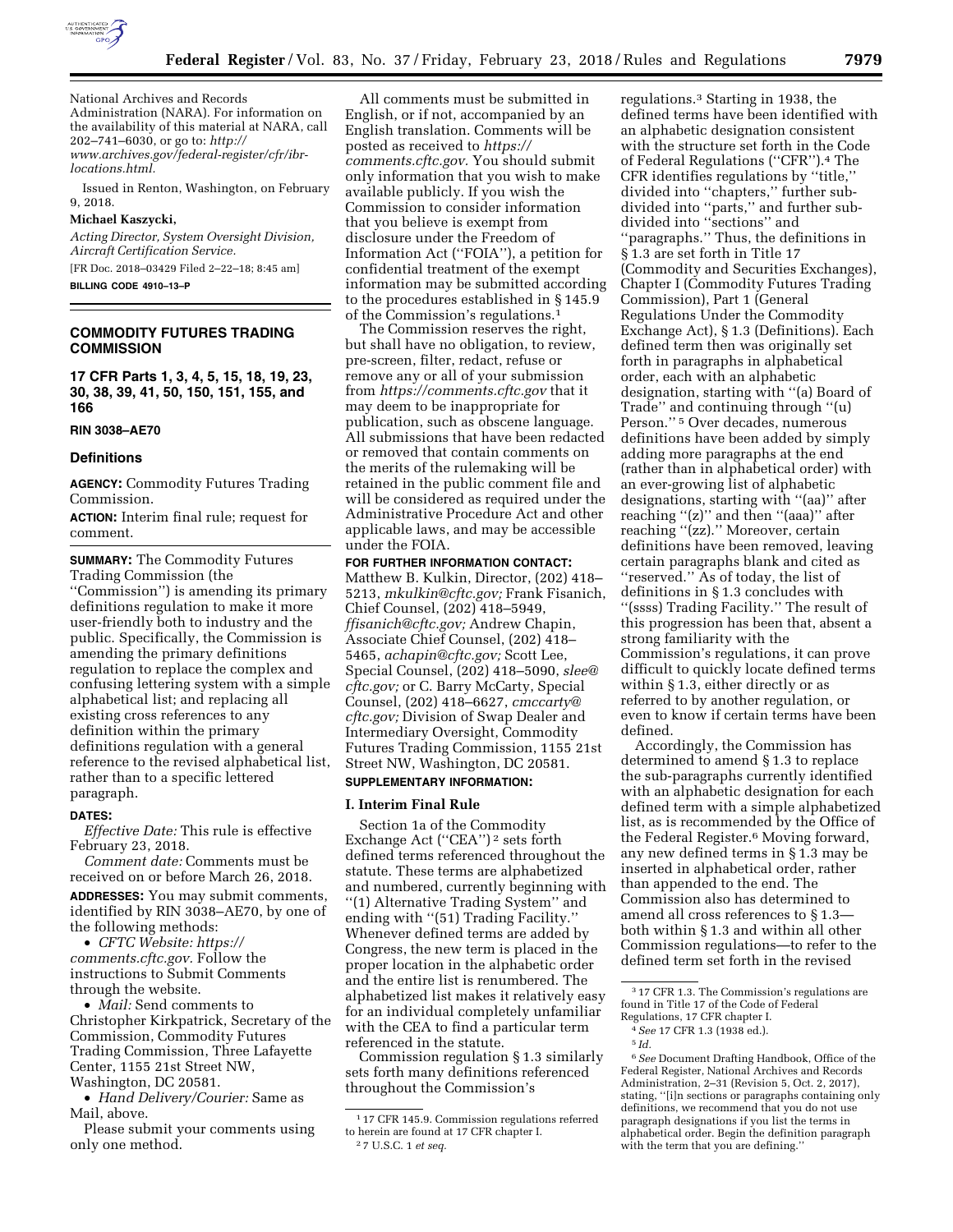National Archives and Records Administration (NARA). For information on the availability of this material at NARA, call 202–741–6030, or go to: *http://www.archives.gov/federal-register/cfr/ibr-locations.html.*

Issued in Renton, Washington, on February 9, 2018.

**Michael Kaszycki,**

*Acting Director, System Oversight Division, Aircraft Certification Service.*

[FR Doc. 2018–03429 Filed 2–22–18; 8:45 am]

**BILLING CODE 4910–13–P**

## COMMODITY FUTURES TRADING COMMISSION

### 17 CFR Parts 1, 3, 4, 5, 15, 18, 19, 23, 30, 38, 39, 41, 50, 150, 151, 155, and 166

**RIN 3038–AE70**

### Definitions

**AGENCY:** Commodity Futures Trading Commission.

**ACTION:** Interim final rule; request for comment.

**SUMMARY:** The Commodity Futures Trading Commission (the ''Commission'') is amending its primary definitions regulation to make it more user-friendly both to industry and the public. Specifically, the Commission is amending the primary definitions regulation to replace the complex and confusing lettering system with a simple alphabetical list; and replacing all existing cross references to any definition within the primary definitions regulation with a general reference to the revised alphabetical list, rather than to a specific lettered paragraph.

**DATES:**

*Effective Date:* This rule is effective February 23, 2018.

*Comment date:* Comments must be received on or before March 26, 2018.

**ADDRESSES:** You may submit comments, identified by RIN 3038–AE70, by one of the following methods:

- *CFTC Website: https://comments.cftc.gov.* Follow the instructions to Submit Comments through the website.
- *Mail:* Send comments to Christopher Kirkpatrick, Secretary of the Commission, Commodity Futures Trading Commission, Three Lafayette Center, 1155 21st Street NW, Washington, DC 20581.
- *Hand Delivery/Courier:* Same as Mail, above.

Please submit your comments using only one method.

All comments must be submitted in English, or if not, accompanied by an English translation. Comments will be posted as received to *https://comments.cftc.gov.* You should submit only information that you wish to make available publicly. If you wish the Commission to consider information that you believe is exempt from disclosure under the Freedom of Information Act (''FOIA''), a petition for confidential treatment of the exempt information may be submitted according to the procedures established in § 145.9 of the Commission's regulations.[1]

The Commission reserves the right, but shall have no obligation, to review, pre-screen, filter, redact, refuse or remove any or all of your submission from *https://comments.cftc.gov* that it may deem to be inappropriate for publication, such as obscene language. All submissions that have been redacted or removed that contain comments on the merits of the rulemaking will be retained in the public comment file and will be considered as required under the Administrative Procedure Act and other applicable laws, and may be accessible under the FOIA.

**FOR FURTHER INFORMATION CONTACT:** Matthew B. Kulkin, Director, (202) 418–5213, *mkulkin@cftc.gov;* Frank Fisanich, Chief Counsel, (202) 418–5949, *ffisanich@cftc.gov;* Andrew Chapin, Associate Chief Counsel, (202) 418–5465, *achapin@cftc.gov;* Scott Lee, Special Counsel, (202) 418–5090, *slee@cftc.gov;* or C. Barry McCarty, Special Counsel, (202) 418–6627, *cmccarty@cftc.gov;* Division of Swap Dealer and Intermediary Oversight, Commodity Futures Trading Commission, 1155 21st Street NW, Washington, DC 20581.

**SUPPLEMENTARY INFORMATION:**

#### I. Interim Final Rule

Section 1a of the Commodity Exchange Act (''CEA'')[2] sets forth defined terms referenced throughout the statute. These terms are alphabetized and numbered, currently beginning with ''(1) Alternative Trading System'' and ending with ''(51) Trading Facility.'' Whenever defined terms are added by Congress, the new term is placed in the proper location in the alphabetic order and the entire list is renumbered. The alphabetized list makes it relatively easy for an individual completely unfamiliar with the CEA to find a particular term referenced in the statute.

Commission regulation § 1.3 similarly sets forth many definitions referenced throughout the Commission's regulations.[3] Starting in 1938, the defined terms have been identified with an alphabetic designation consistent with the structure set forth in the Code of Federal Regulations (''CFR'').[4] The CFR identifies regulations by ''title,'' divided into ''chapters,'' further sub-divided into ''parts,'' and further sub-divided into ''sections'' and ''paragraphs.'' Thus, the definitions in § 1.3 are set forth in Title 17 (Commodity and Securities Exchanges), Chapter I (Commodity Futures Trading Commission), Part 1 (General Regulations Under the Commodity Exchange Act), § 1.3 (Definitions). Each defined term then was originally set forth in paragraphs in alphabetical order, each with an alphabetic designation, starting with ''(a) Board of Trade'' and continuing through ''(u) Person.''[5] Over decades, numerous definitions have been added by simply adding more paragraphs at the end (rather than in alphabetical order) with an ever-growing list of alphabetic designations, starting with ''(aa)'' after reaching ''(z)'' and then ''(aaa)'' after reaching ''(zz).'' Moreover, certain definitions have been removed, leaving certain paragraphs blank and cited as ''reserved.'' As of today, the list of definitions in § 1.3 concludes with ''(ssss) Trading Facility.'' The result of this progression has been that, absent a strong familiarity with the Commission's regulations, it can prove difficult to quickly locate defined terms within § 1.3, either directly or as referred to by another regulation, or even to know if certain terms have been defined.

Accordingly, the Commission has determined to amend § 1.3 to replace the sub-paragraphs currently identified with an alphabetic designation for each defined term with a simple alphabetized list, as is recommended by the Office of the Federal Register.[6] Moving forward, any new defined terms in § 1.3 may be inserted in alphabetical order, rather than appended to the end. The Commission also has determined to amend all cross references to § 1.3—both within § 1.3 and within all other Commission regulations—to refer to the defined term set forth in the revised

---

[1] 17 CFR 145.9. Commission regulations referred to herein are found at 17 CFR chapter I.

[2] 7 U.S.C. 1 *et seq.*

[3] 17 CFR 1.3. The Commission's regulations are found in Title 17 of the Code of Federal Regulations, 17 CFR chapter I.

[4] *See* 17 CFR 1.3 (1938 ed.).

[5] *Id.*

[6] *See* Document Drafting Handbook, Office of the Federal Register, National Archives and Records Administration, 2–31 (Revision 5, Oct. 2, 2017), stating, ''[i]n sections or paragraphs containing only definitions, we recommend that you do not use paragraph designations if you list the terms in alphabetical order. Begin the definition paragraph with the term that you are defining.''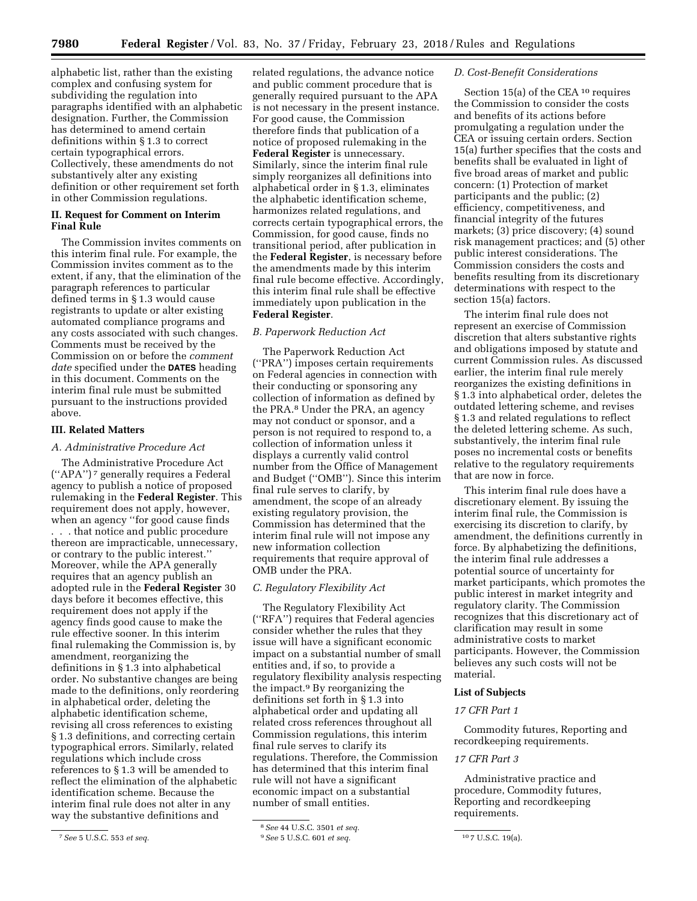alphabetic list, rather than the existing complex and confusing system for subdividing the regulation into paragraphs identified with an alphabetic designation. Further, the Commission has determined to amend certain definitions within § 1.3 to correct certain typographical errors. Collectively, these amendments do not substantively alter any existing definition or other requirement set forth in other Commission regulations.

### II. Request for Comment on Interim Final Rule

The Commission invites comments on this interim final rule. For example, the Commission invites comment as to the extent, if any, that the elimination of the paragraph references to particular defined terms in § 1.3 would cause registrants to update or alter existing automated compliance programs and any costs associated with such changes. Comments must be received by the Commission on or before the *comment date* specified under the **DATES** heading in this document. Comments on the interim final rule must be submitted pursuant to the instructions provided above.

### III. Related Matters

#### *A. Administrative Procedure Act*

The Administrative Procedure Act (''APA'') [7] generally requires a Federal agency to publish a notice of proposed rulemaking in the **Federal Register**. This requirement does not apply, however, when an agency ''for good cause finds . . . that notice and public procedure thereon are impracticable, unnecessary, or contrary to the public interest.'' Moreover, while the APA generally requires that an agency publish an adopted rule in the **Federal Register** 30 days before it becomes effective, this requirement does not apply if the agency finds good cause to make the rule effective sooner. In this interim final rulemaking the Commission is, by amendment, reorganizing the definitions in § 1.3 into alphabetical order. No substantive changes are being made to the definitions, only reordering in alphabetical order, deleting the alphabetic identification scheme, revising all cross references to existing § 1.3 definitions, and correcting certain typographical errors. Similarly, related regulations which include cross references to § 1.3 will be amended to reflect the elimination of the alphabetic identification scheme. Because the interim final rule does not alter in any way the substantive definitions and related regulations, the advance notice and public comment procedure that is generally required pursuant to the APA is not necessary in the present instance. For good cause, the Commission therefore finds that publication of a notice of proposed rulemaking in the **Federal Register** is unnecessary. Similarly, since the interim final rule simply reorganizes all definitions into alphabetical order in § 1.3, eliminates the alphabetic identification scheme, harmonizes related regulations, and corrects certain typographical errors, the Commission, for good cause, finds no transitional period, after publication in the **Federal Register**, is necessary before the amendments made by this interim final rule become effective. Accordingly, this interim final rule shall be effective immediately upon publication in the **Federal Register**.

#### *B. Paperwork Reduction Act*

The Paperwork Reduction Act (''PRA'') imposes certain requirements on Federal agencies in connection with their conducting or sponsoring any collection of information as defined by the PRA.[8] Under the PRA, an agency may not conduct or sponsor, and a person is not required to respond to, a collection of information unless it displays a currently valid control number from the Office of Management and Budget (''OMB''). Since this interim final rule serves to clarify, by amendment, the scope of an already existing regulatory provision, the Commission has determined that the interim final rule will not impose any new information collection requirements that require approval of OMB under the PRA.

#### *C. Regulatory Flexibility Act*

The Regulatory Flexibility Act (''RFA'') requires that Federal agencies consider whether the rules that they issue will have a significant economic impact on a substantial number of small entities and, if so, to provide a regulatory flexibility analysis respecting the impact.[9] By reorganizing the definitions set forth in § 1.3 into alphabetical order and updating all related cross references throughout all Commission regulations, this interim final rule serves to clarify its regulations. Therefore, the Commission has determined that this interim final rule will not have a significant economic impact on a substantial number of small entities.

#### *D. Cost-Benefit Considerations*

Section 15(a) of the CEA [10] requires the Commission to consider the costs and benefits of its actions before promulgating a regulation under the CEA or issuing certain orders. Section 15(a) further specifies that the costs and benefits shall be evaluated in light of five broad areas of market and public concern: (1) Protection of market participants and the public; (2) efficiency, competitiveness, and financial integrity of the futures markets; (3) price discovery; (4) sound risk management practices; and (5) other public interest considerations. The Commission considers the costs and benefits resulting from its discretionary determinations with respect to the section 15(a) factors.

The interim final rule does not represent an exercise of Commission discretion that alters substantive rights and obligations imposed by statute and current Commission rules. As discussed earlier, the interim final rule merely reorganizes the existing definitions in § 1.3 into alphabetical order, deletes the outdated lettering scheme, and revises § 1.3 and related regulations to reflect the deleted lettering scheme. As such, substantively, the interim final rule poses no incremental costs or benefits relative to the regulatory requirements that are now in force.

This interim final rule does have a discretionary element. By issuing the interim final rule, the Commission is exercising its discretion to clarify, by amendment, the definitions currently in force. By alphabetizing the definitions, the interim final rule addresses a potential source of uncertainty for market participants, which promotes the public interest in market integrity and regulatory clarity. The Commission recognizes that this discretionary act of clarification may result in some administrative costs to market participants. However, the Commission believes any such costs will not be material.

### List of Subjects

#### *17 CFR Part 1*

Commodity futures, Reporting and recordkeeping requirements.

#### *17 CFR Part 3*

Administrative practice and procedure, Commodity futures, Reporting and recordkeeping requirements.

---

[7] *See* 5 U.S.C. 553 *et seq.*

[8] *See* 44 U.S.C. 3501 *et seq.*

[9] *See* 5 U.S.C. 601 *et seq.*

[10] 7 U.S.C. 19(a).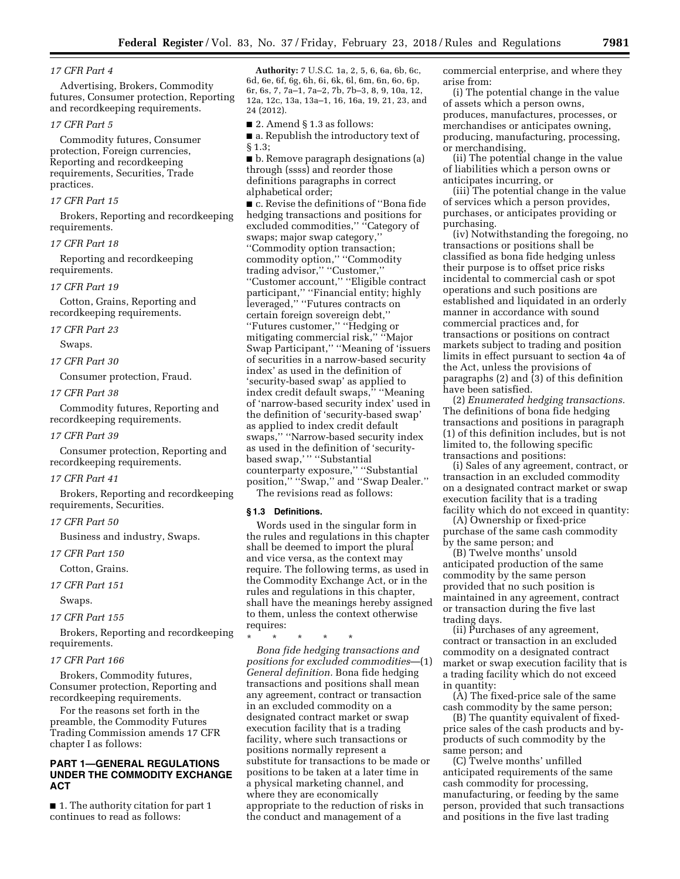*17 CFR Part 4*

Advertising, Brokers, Commodity futures, Consumer protection, Reporting and recordkeeping requirements.

*17 CFR Part 5*

Commodity futures, Consumer protection, Foreign currencies, Reporting and recordkeeping requirements, Securities, Trade practices.

*17 CFR Part 15*

Brokers, Reporting and recordkeeping requirements.

*17 CFR Part 18*

Reporting and recordkeeping requirements.

*17 CFR Part 19*

Cotton, Grains, Reporting and recordkeeping requirements.

*17 CFR Part 23*

Swaps.

*17 CFR Part 30*

Consumer protection, Fraud.

*17 CFR Part 38*

Commodity futures, Reporting and recordkeeping requirements.

*17 CFR Part 39*

Consumer protection, Reporting and recordkeeping requirements.

*17 CFR Part 41*

Brokers, Reporting and recordkeeping requirements, Securities.

*17 CFR Part 50*

Business and industry, Swaps.

*17 CFR Part 150*

Cotton, Grains.

*17 CFR Part 151*

Swaps.

*17 CFR Part 155*

Brokers, Reporting and recordkeeping requirements.

*17 CFR Part 166*

Brokers, Commodity futures, Consumer protection, Reporting and recordkeeping requirements.

For the reasons set forth in the preamble, the Commodity Futures Trading Commission amends 17 CFR chapter I as follows:

## PART 1—GENERAL REGULATIONS UNDER THE COMMODITY EXCHANGE ACT

■ 1. The authority citation for part 1 continues to read as follows:

**Authority:** 7 U.S.C. 1a, 2, 5, 6, 6a, 6b, 6c, 6d, 6e, 6f, 6g, 6h, 6i, 6k, 6l, 6m, 6n, 6o, 6p, 6r, 6s, 7, 7a–1, 7a–2, 7b, 7b–3, 8, 9, 10a, 12, 12a, 12c, 13a, 13a–1, 16, 16a, 19, 21, 23, and 24 (2012).

■ 2. Amend § 1.3 as follows:

■ a. Republish the introductory text of § 1.3;

■ b. Remove paragraph designations (a) through (ssss) and reorder those definitions paragraphs in correct alphabetical order;

■ c. Revise the definitions of ''Bona fide hedging transactions and positions for excluded commodities,'' ''Category of swaps; major swap category,'' ''Commodity option transaction; commodity option,'' ''Commodity trading advisor,'' ''Customer,'' ''Customer account,'' ''Eligible contract participant,'' ''Financial entity; highly leveraged,'' ''Futures contracts on certain foreign sovereign debt,'' ''Futures customer,'' ''Hedging or mitigating commercial risk,'' ''Major Swap Participant,'' ''Meaning of 'issuers of securities in a narrow-based security index' as used in the definition of 'security-based swap' as applied to index credit default swaps,'' ''Meaning of 'narrow-based security index' used in the definition of 'security-based swap' as applied to index credit default swaps,'' ''Narrow-based security index as used in the definition of 'security-based swap,' '' ''Substantial counterparty exposure,'' ''Substantial position,'' ''Swap,'' and ''Swap Dealer.''

The revisions read as follows:

### § 1.3 Definitions.

Words used in the singular form in the rules and regulations in this chapter shall be deemed to import the plural and vice versa, as the context may require. The following terms, as used in the Commodity Exchange Act, or in the rules and regulations in this chapter, shall have the meanings hereby assigned to them, unless the context otherwise requires:

\* \* \* \* \*

*Bona fide hedging transactions and positions for excluded commodities*—(1) *General definition.* Bona fide hedging transactions and positions shall mean any agreement, contract or transaction in an excluded commodity on a designated contract market or swap execution facility that is a trading facility, where such transactions or positions normally represent a substitute for transactions to be made or positions to be taken at a later time in a physical marketing channel, and where they are economically appropriate to the reduction of risks in the conduct and management of a commercial enterprise, and where they arise from:

(i) The potential change in the value of assets which a person owns, produces, manufactures, processes, or merchandises or anticipates owning, producing, manufacturing, processing, or merchandising,

(ii) The potential change in the value of liabilities which a person owns or anticipates incurring, or

(iii) The potential change in the value of services which a person provides, purchases, or anticipates providing or purchasing.

(iv) Notwithstanding the foregoing, no transactions or positions shall be classified as bona fide hedging unless their purpose is to offset price risks incidental to commercial cash or spot operations and such positions are established and liquidated in an orderly manner in accordance with sound commercial practices and, for transactions or positions on contract markets subject to trading and position limits in effect pursuant to section 4a of the Act, unless the provisions of paragraphs (2) and (3) of this definition have been satisfied.

(2) *Enumerated hedging transactions.* The definitions of bona fide hedging transactions and positions in paragraph (1) of this definition includes, but is not limited to, the following specific transactions and positions:

(i) Sales of any agreement, contract, or transaction in an excluded commodity on a designated contract market or swap execution facility that is a trading facility which do not exceed in quantity:

(A) Ownership or fixed-price purchase of the same cash commodity by the same person; and

(B) Twelve months' unsold anticipated production of the same commodity by the same person provided that no such position is maintained in any agreement, contract or transaction during the five last trading days.

(ii) Purchases of any agreement, contract or transaction in an excluded commodity on a designated contract market or swap execution facility that is a trading facility which do not exceed in quantity:

(A) The fixed-price sale of the same cash commodity by the same person;

(B) The quantity equivalent of fixed-price sales of the cash products and by-products of such commodity by the same person; and

(C) Twelve months' unfilled anticipated requirements of the same cash commodity for processing, manufacturing, or feeding by the same person, provided that such transactions and positions in the five last trading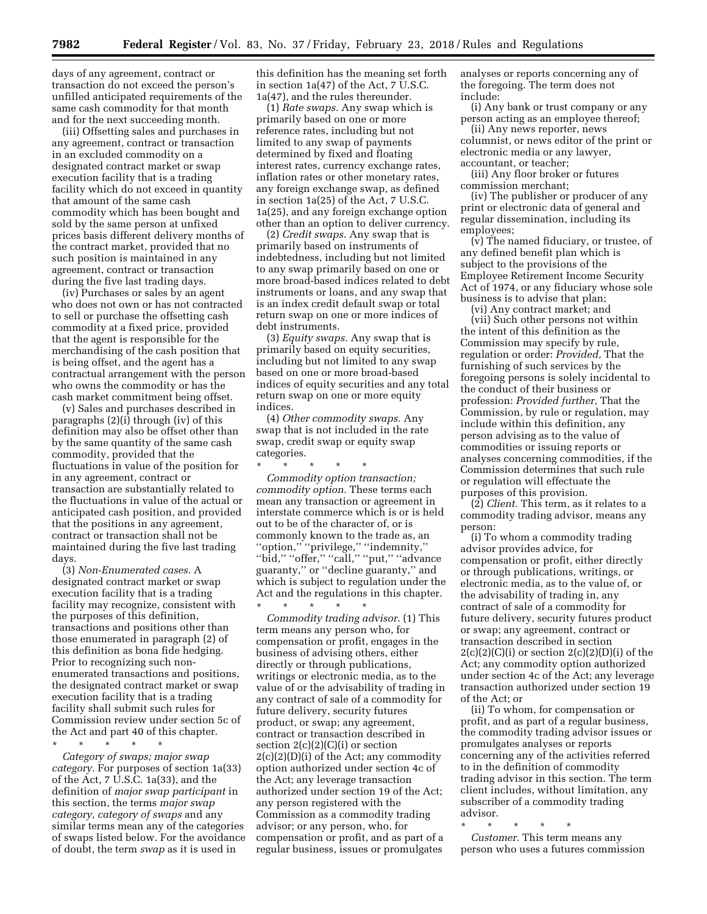days of any agreement, contract or transaction do not exceed the person's unfilled anticipated requirements of the same cash commodity for that month and for the next succeeding month.

(iii) Offsetting sales and purchases in any agreement, contract or transaction in an excluded commodity on a designated contract market or swap execution facility that is a trading facility which do not exceed in quantity that amount of the same cash commodity which has been bought and sold by the same person at unfixed prices basis different delivery months of the contract market, provided that no such position is maintained in any agreement, contract or transaction during the five last trading days.

(iv) Purchases or sales by an agent who does not own or has not contracted to sell or purchase the offsetting cash commodity at a fixed price, provided that the agent is responsible for the merchandising of the cash position that is being offset, and the agent has a contractual arrangement with the person who owns the commodity or has the cash market commitment being offset.

(v) Sales and purchases described in paragraphs (2)(i) through (iv) of this definition may also be offset other than by the same quantity of the same cash commodity, provided that the fluctuations in value of the position for in any agreement, contract or transaction are substantially related to the fluctuations in value of the actual or anticipated cash position, and provided that the positions in any agreement, contract or transaction shall not be maintained during the five last trading days.

(3) *Non-Enumerated cases.* A designated contract market or swap execution facility that is a trading facility may recognize, consistent with the purposes of this definition, transactions and positions other than those enumerated in paragraph (2) of this definition as bona fide hedging. Prior to recognizing such non-enumerated transactions and positions, the designated contract market or swap execution facility that is a trading facility shall submit such rules for Commission review under section 5c of the Act and part 40 of this chapter.

\* \* \* \* \*

*Category of swaps; major swap category.* For purposes of section 1a(33) of the Act, 7 U.S.C. 1a(33), and the definition of *major swap participant* in this section, the terms *major swap category, category of swaps* and any similar terms mean any of the categories of swaps listed below. For the avoidance of doubt, the term *swap* as it is used in this definition has the meaning set forth in section 1a(47) of the Act, 7 U.S.C. 1a(47), and the rules thereunder.

(1) *Rate swaps.* Any swap which is primarily based on one or more reference rates, including but not limited to any swap of payments determined by fixed and floating interest rates, currency exchange rates, inflation rates or other monetary rates, any foreign exchange swap, as defined in section 1a(25) of the Act, 7 U.S.C. 1a(25), and any foreign exchange option other than an option to deliver currency.

(2) *Credit swaps.* Any swap that is primarily based on instruments of indebtedness, including but not limited to any swap primarily based on one or more broad-based indices related to debt instruments or loans, and any swap that is an index credit default swap or total return swap on one or more indices of debt instruments.

(3) *Equity swaps.* Any swap that is primarily based on equity securities, including but not limited to any swap based on one or more broad-based indices of equity securities and any total return swap on one or more equity indices.

(4) *Other commodity swaps.* Any swap that is not included in the rate swap, credit swap or equity swap categories.

\* \* \* \* \*

*Commodity option transaction; commodity option.* These terms each mean any transaction or agreement in interstate commerce which is or is held out to be of the character of, or is commonly known to the trade as, an ''option,'' ''privilege,'' ''indemnity,'' ''bid,'' ''offer,'' ''call,'' ''put,'' ''advance guaranty,'' or ''decline guaranty,'' and which is subject to regulation under the Act and the regulations in this chapter.

\* \* \* \* \*

*Commodity trading advisor.* (1) This term means any person who, for compensation or profit, engages in the business of advising others, either directly or through publications, writings or electronic media, as to the value of or the advisability of trading in any contract of sale of a commodity for future delivery, security futures product, or swap; any agreement, contract or transaction described in section 2(c)(2)(C)(i) or section 2(c)(2)(D)(i) of the Act; any commodity option authorized under section 4c of the Act; any leverage transaction authorized under section 19 of the Act; any person registered with the Commission as a commodity trading advisor; or any person, who, for compensation or profit, and as part of a regular business, issues or promulgates analyses or reports concerning any of the foregoing. The term does not include:

(i) Any bank or trust company or any person acting as an employee thereof;

(ii) Any news reporter, news columnist, or news editor of the print or electronic media or any lawyer, accountant, or teacher;

(iii) Any floor broker or futures commission merchant;

(iv) The publisher or producer of any print or electronic data of general and regular dissemination, including its employees;

(v) The named fiduciary, or trustee, of any defined benefit plan which is subject to the provisions of the Employee Retirement Income Security Act of 1974, or any fiduciary whose sole business is to advise that plan;

(vi) Any contract market; and

(vii) Such other persons not within the intent of this definition as the Commission may specify by rule, regulation or order: *Provided,* That the furnishing of such services by the foregoing persons is solely incidental to the conduct of their business or profession: *Provided further,* That the Commission, by rule or regulation, may include within this definition, any person advising as to the value of commodities or issuing reports or analyses concerning commodities, if the Commission determines that such rule or regulation will effectuate the purposes of this provision.

(2) *Client.* This term, as it relates to a commodity trading advisor, means any person:

(i) To whom a commodity trading advisor provides advice, for compensation or profit, either directly or through publications, writings, or electronic media, as to the value of, or the advisability of trading in, any contract of sale of a commodity for future delivery, security futures product or swap; any agreement, contract or transaction described in section 2(c)(2)(C)(i) or section 2(c)(2)(D)(i) of the Act; any commodity option authorized under section 4c of the Act; any leverage transaction authorized under section 19 of the Act; or

(ii) To whom, for compensation or profit, and as part of a regular business, the commodity trading advisor issues or promulgates analyses or reports concerning any of the activities referred to in the definition of commodity trading advisor in this section. The term client includes, without limitation, any subscriber of a commodity trading advisor.

\* \* \* \* \*

*Customer.* This term means any person who uses a futures commission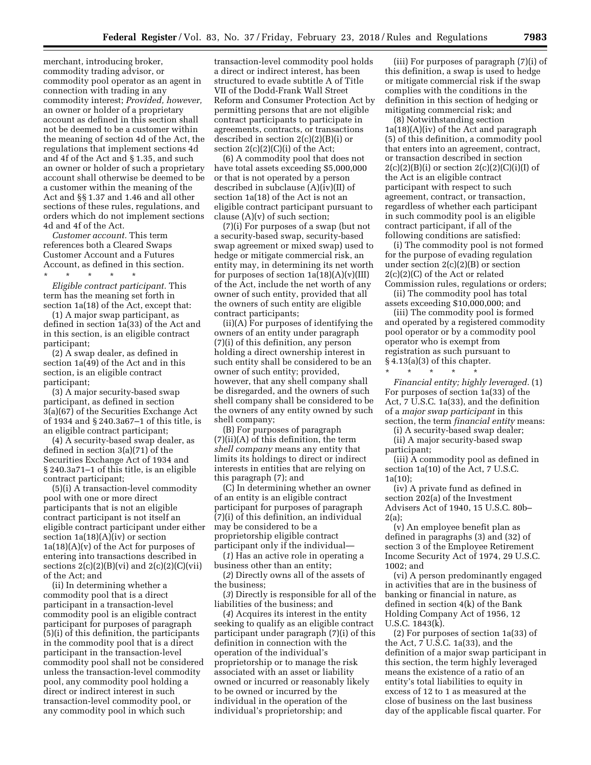merchant, introducing broker, commodity trading advisor, or commodity pool operator as an agent in connection with trading in any commodity interest; *Provided, however,* an owner or holder of a proprietary account as defined in this section shall not be deemed to be a customer within the meaning of section 4d of the Act, the regulations that implement sections 4d and 4f of the Act and § 1.35, and such an owner or holder of such a proprietary account shall otherwise be deemed to be a customer within the meaning of the Act and §§ 1.37 and 1.46 and all other sections of these rules, regulations, and orders which do not implement sections 4d and 4f of the Act.

*Customer account.* This term references both a Cleared Swaps Customer Account and a Futures Account, as defined in this section.

\* \* \* \* \*

*Eligible contract participant.* This term has the meaning set forth in section 1a(18) of the Act, except that:

(1) A major swap participant, as defined in section 1a(33) of the Act and in this section, is an eligible contract participant;

(2) A swap dealer, as defined in section 1a(49) of the Act and in this section, is an eligible contract participant;

(3) A major security-based swap participant, as defined in section 3(a)(67) of the Securities Exchange Act of 1934 and § 240.3a67–1 of this title, is an eligible contract participant;

(4) A security-based swap dealer, as defined in section 3(a)(71) of the Securities Exchange Act of 1934 and § 240.3a71–1 of this title, is an eligible contract participant;

(5)(i) A transaction-level commodity pool with one or more direct participants that is not an eligible contract participant is not itself an eligible contract participant under either section 1a(18)(A)(iv) or section 1a(18)(A)(v) of the Act for purposes of entering into transactions described in sections 2(c)(2)(B)(vi) and 2(c)(2)(C)(vii) of the Act; and

(ii) In determining whether a commodity pool that is a direct participant in a transaction-level commodity pool is an eligible contract participant for purposes of paragraph (5)(i) of this definition, the participants in the commodity pool that is a direct participant in the transaction-level commodity pool shall not be considered unless the transaction-level commodity pool, any commodity pool holding a direct or indirect interest in such transaction-level commodity pool, or any commodity pool in which such transaction-level commodity pool holds a direct or indirect interest, has been structured to evade subtitle A of Title VII of the Dodd-Frank Wall Street Reform and Consumer Protection Act by permitting persons that are not eligible contract participants to participate in agreements, contracts, or transactions described in section 2(c)(2)(B)(i) or section 2(c)(2)(C)(i) of the Act;

(6) A commodity pool that does not have total assets exceeding $5,000,000 or that is not operated by a person described in subclause (A)(iv)(II) of section 1a(18) of the Act is not an eligible contract participant pursuant to clause (A)(v) of such section;

(7)(i) For purposes of a swap (but not a security-based swap, security-based swap agreement or mixed swap) used to hedge or mitigate commercial risk, an entity may, in determining its net worth for purposes of section 1a(18)(A)(v)(III) of the Act, include the net worth of any owner of such entity, provided that all the owners of such entity are eligible contract participants;

(ii)(A) For purposes of identifying the owners of an entity under paragraph (7)(i) of this definition, any person holding a direct ownership interest in such entity shall be considered to be an owner of such entity; provided, however, that any shell company shall be disregarded, and the owners of such shell company shall be considered to be the owners of any entity owned by such shell company;

(B) For purposes of paragraph (7)(ii)(A) of this definition, the term *shell company* means any entity that limits its holdings to direct or indirect interests in entities that are relying on this paragraph (7); and

(C) In determining whether an owner of an entity is an eligible contract participant for purposes of paragraph (7)(i) of this definition, an individual may be considered to be a proprietorship eligible contract participant only if the individual—

(*1*) Has an active role in operating a business other than an entity;

(*2*) Directly owns all of the assets of the business;

(*3*) Directly is responsible for all of the liabilities of the business; and

(*4*) Acquires its interest in the entity seeking to qualify as an eligible contract participant under paragraph (7)(i) of this definition in connection with the operation of the individual's proprietorship or to manage the risk associated with an asset or liability owned or incurred or reasonably likely to be owned or incurred by the individual in the operation of the individual's proprietorship; and

(iii) For purposes of paragraph (7)(i) of this definition, a swap is used to hedge or mitigate commercial risk if the swap complies with the conditions in the definition in this section of hedging or mitigating commercial risk; and

(8) Notwithstanding section 1a(18)(A)(iv) of the Act and paragraph (5) of this definition, a commodity pool that enters into an agreement, contract, or transaction described in section 2(c)(2)(B)(i) or section 2(c)(2)(C)(i)(I) of the Act is an eligible contract participant with respect to such agreement, contract, or transaction, regardless of whether each participant in such commodity pool is an eligible contract participant, if all of the following conditions are satisfied:

(i) The commodity pool is not formed for the purpose of evading regulation under section 2(c)(2)(B) or section 2(c)(2)(C) of the Act or related Commission rules, regulations or orders;

(ii) The commodity pool has total assets exceeding $10,000,000; and

(iii) The commodity pool is formed and operated by a registered commodity pool operator or by a commodity pool operator who is exempt from registration as such pursuant to § 4.13(a)(3) of this chapter.

\* \* \* \* \*

*Financial entity; highly leveraged.* (1) For purposes of section 1a(33) of the Act, 7 U.S.C. 1a(33), and the definition of a *major swap participant* in this section, the term *financial entity* means:

(i) A security-based swap dealer;

(ii) A major security-based swap participant;

(iii) A commodity pool as defined in section 1a(10) of the Act, 7 U.S.C. 1a(10);

(iv) A private fund as defined in section 202(a) of the Investment Advisers Act of 1940, 15 U.S.C. 80b–2(a);

(v) An employee benefit plan as defined in paragraphs (3) and (32) of section 3 of the Employee Retirement Income Security Act of 1974, 29 U.S.C. 1002; and

(vi) A person predominantly engaged in activities that are in the business of banking or financial in nature, as defined in section 4(k) of the Bank Holding Company Act of 1956, 12 U.S.C. 1843(k).

(2) For purposes of section 1a(33) of the Act, 7 U.S.C. 1a(33), and the definition of a major swap participant in this section, the term highly leveraged means the existence of a ratio of an entity's total liabilities to equity in excess of 12 to 1 as measured at the close of business on the last business day of the applicable fiscal quarter. For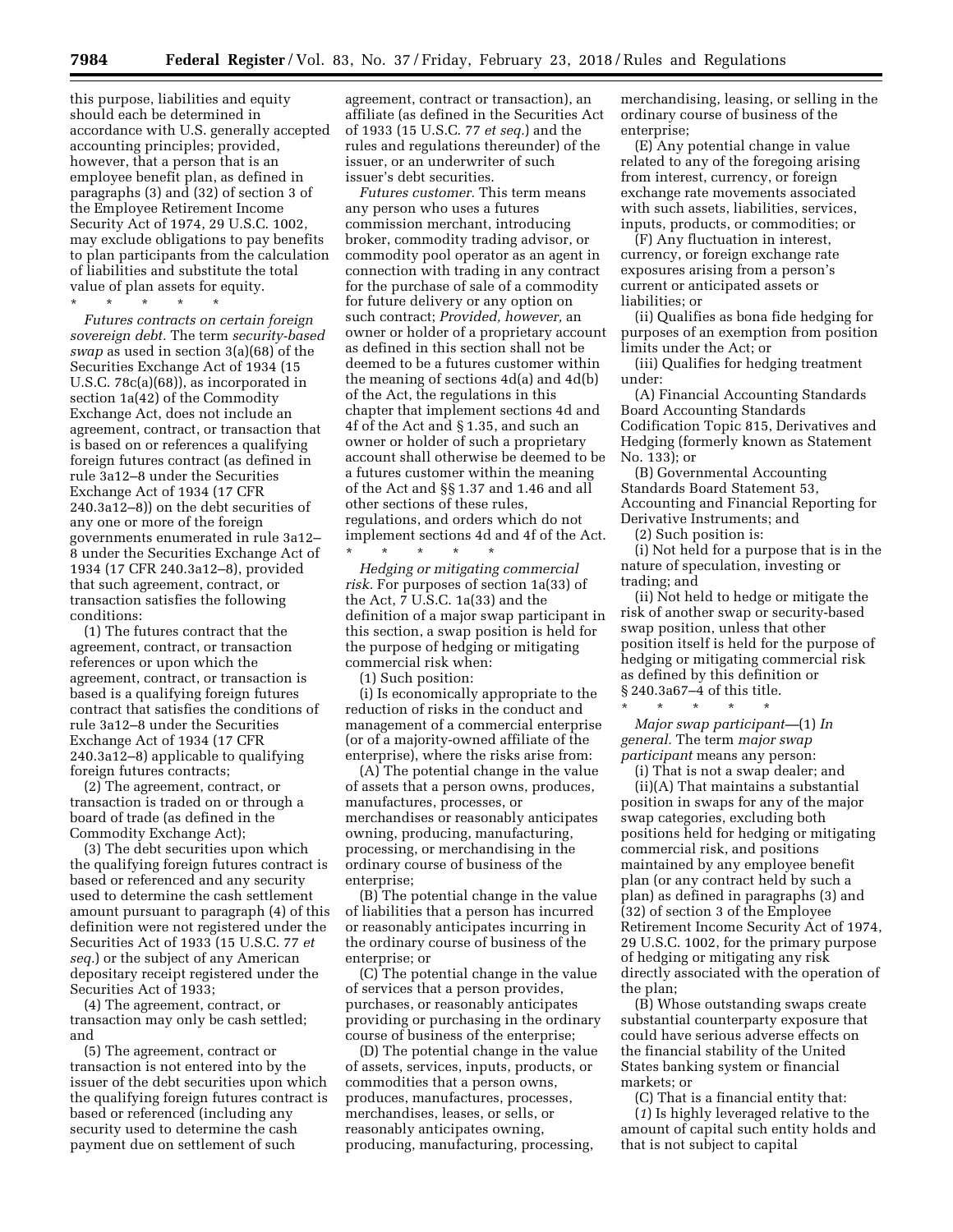this purpose, liabilities and equity should each be determined in accordance with U.S. generally accepted accounting principles; provided, however, that a person that is an employee benefit plan, as defined in paragraphs (3) and (32) of section 3 of the Employee Retirement Income Security Act of 1974, 29 U.S.C. 1002, may exclude obligations to pay benefits to plan participants from the calculation of liabilities and substitute the total value of plan assets for equity.

\* \* \* \* \*

*Futures contracts on certain foreign sovereign debt.* The term *security-based swap* as used in section 3(a)(68) of the Securities Exchange Act of 1934 (15 U.S.C. 78c(a)(68)), as incorporated in section 1a(42) of the Commodity Exchange Act, does not include an agreement, contract, or transaction that is based on or references a qualifying foreign futures contract (as defined in rule 3a12–8 under the Securities Exchange Act of 1934 (17 CFR 240.3a12–8)) on the debt securities of any one or more of the foreign governments enumerated in rule 3a12–8 under the Securities Exchange Act of 1934 (17 CFR 240.3a12–8), provided that such agreement, contract, or transaction satisfies the following conditions:

(1) The futures contract that the agreement, contract, or transaction references or upon which the agreement, contract, or transaction is based is a qualifying foreign futures contract that satisfies the conditions of rule 3a12–8 under the Securities Exchange Act of 1934 (17 CFR 240.3a12–8) applicable to qualifying foreign futures contracts;

(2) The agreement, contract, or transaction is traded on or through a board of trade (as defined in the Commodity Exchange Act);

(3) The debt securities upon which the qualifying foreign futures contract is based or referenced and any security used to determine the cash settlement amount pursuant to paragraph (4) of this definition were not registered under the Securities Act of 1933 (15 U.S.C. 77 *et seq.*) or the subject of any American depositary receipt registered under the Securities Act of 1933;

(4) The agreement, contract, or transaction may only be cash settled; and

(5) The agreement, contract or transaction is not entered into by the issuer of the debt securities upon which the qualifying foreign futures contract is based or referenced (including any security used to determine the cash payment due on settlement of such agreement, contract or transaction), an affiliate (as defined in the Securities Act of 1933 (15 U.S.C. 77 *et seq.*) and the rules and regulations thereunder) of the issuer, or an underwriter of such issuer's debt securities.

*Futures customer.* This term means any person who uses a futures commission merchant, introducing broker, commodity trading advisor, or commodity pool operator as an agent in connection with trading in any contract for the purchase of sale of a commodity for future delivery or any option on such contract; *Provided, however,* an owner or holder of a proprietary account as defined in this section shall not be deemed to be a futures customer within the meaning of sections 4d(a) and 4d(b) of the Act, the regulations in this chapter that implement sections 4d and 4f of the Act and § 1.35, and such an owner or holder of such a proprietary account shall otherwise be deemed to be a futures customer within the meaning of the Act and §§ 1.37 and 1.46 and all other sections of these rules, regulations, and orders which do not implement sections 4d and 4f of the Act.

\* \* \* \* \*

*Hedging or mitigating commercial risk.* For purposes of section 1a(33) of the Act, 7 U.S.C. 1a(33) and the definition of a major swap participant in this section, a swap position is held for the purpose of hedging or mitigating commercial risk when:

(1) Such position:

(i) Is economically appropriate to the reduction of risks in the conduct and management of a commercial enterprise (or of a majority-owned affiliate of the enterprise), where the risks arise from:

(A) The potential change in the value of assets that a person owns, produces, manufactures, processes, or merchandises or reasonably anticipates owning, producing, manufacturing, processing, or merchandising in the ordinary course of business of the enterprise;

(B) The potential change in the value of liabilities that a person has incurred or reasonably anticipates incurring in the ordinary course of business of the enterprise; or

(C) The potential change in the value of services that a person provides, purchases, or reasonably anticipates providing or purchasing in the ordinary course of business of the enterprise;

(D) The potential change in the value of assets, services, inputs, products, or commodities that a person owns, produces, manufactures, processes, merchandises, leases, or sells, or reasonably anticipates owning, producing, manufacturing, processing, merchandising, leasing, or selling in the ordinary course of business of the enterprise;

(E) Any potential change in value related to any of the foregoing arising from interest, currency, or foreign exchange rate movements associated with such assets, liabilities, services, inputs, products, or commodities; or

(F) Any fluctuation in interest, currency, or foreign exchange rate exposures arising from a person's current or anticipated assets or liabilities; or

(ii) Qualifies as bona fide hedging for purposes of an exemption from position limits under the Act; or

(iii) Qualifies for hedging treatment under:

(A) Financial Accounting Standards Board Accounting Standards Codification Topic 815, Derivatives and Hedging (formerly known as Statement No. 133); or

(B) Governmental Accounting Standards Board Statement 53, Accounting and Financial Reporting for Derivative Instruments; and

(2) Such position is:

(i) Not held for a purpose that is in the nature of speculation, investing or trading; and

(ii) Not held to hedge or mitigate the risk of another swap or security-based swap position, unless that other position itself is held for the purpose of hedging or mitigating commercial risk as defined by this definition or § 240.3a67–4 of this title.

\* \* \* \* \*

*Major swap participant*—(1) *In general.* The term *major swap participant* means any person:

(i) That is not a swap dealer; and

(ii)(A) That maintains a substantial position in swaps for any of the major swap categories, excluding both positions held for hedging or mitigating commercial risk, and positions maintained by any employee benefit plan (or any contract held by such a plan) as defined in paragraphs (3) and (32) of section 3 of the Employee Retirement Income Security Act of 1974, 29 U.S.C. 1002, for the primary purpose of hedging or mitigating any risk directly associated with the operation of the plan;

(B) Whose outstanding swaps create substantial counterparty exposure that could have serious adverse effects on the financial stability of the United States banking system or financial markets; or

(C) That is a financial entity that:

(*1*) Is highly leveraged relative to the amount of capital such entity holds and that is not subject to capital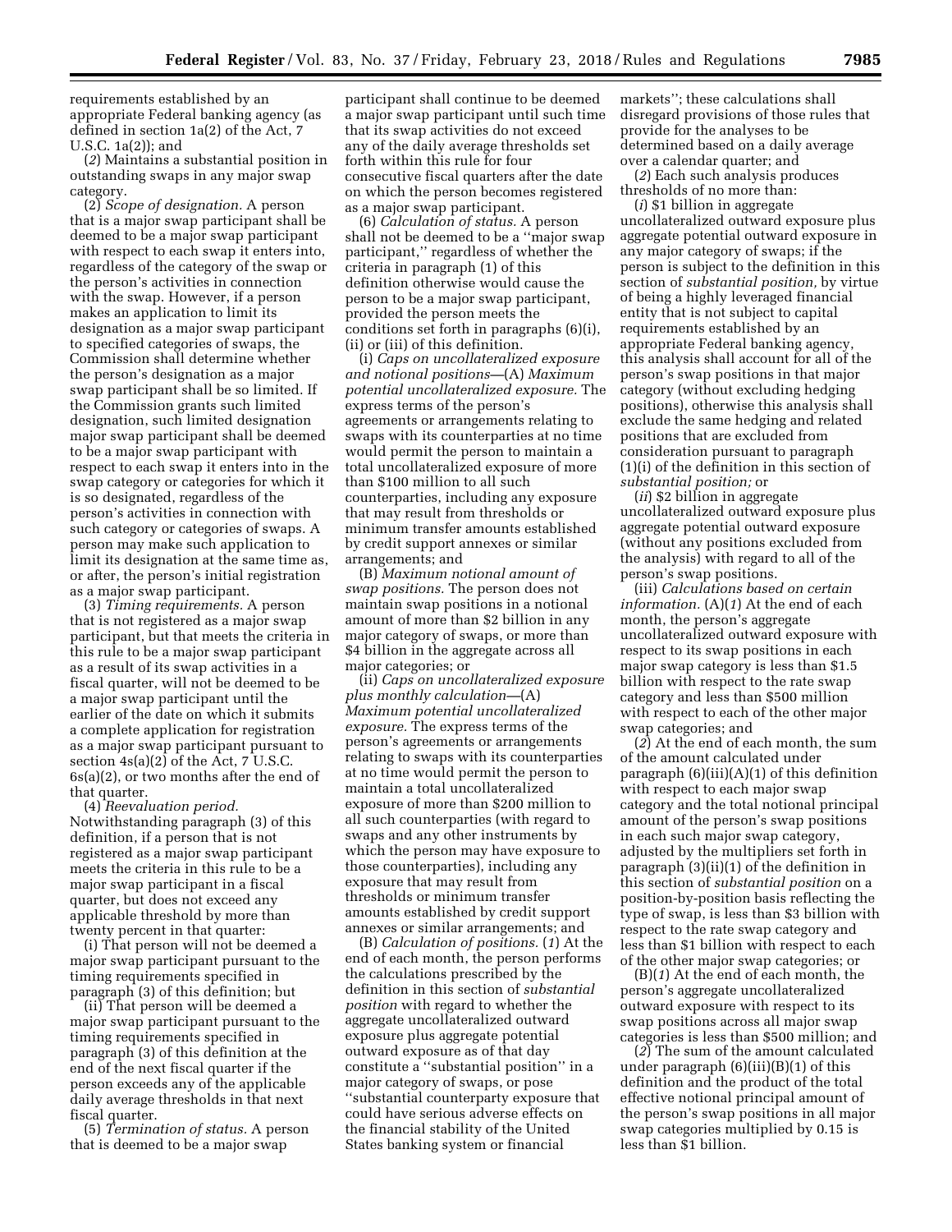requirements established by an appropriate Federal banking agency (as defined in section 1a(2) of the Act, 7 U.S.C. 1a(2)); and

(*2*) Maintains a substantial position in outstanding swaps in any major swap category.

(2) *Scope of designation.* A person that is a major swap participant shall be deemed to be a major swap participant with respect to each swap it enters into, regardless of the category of the swap or the person's activities in connection with the swap. However, if a person makes an application to limit its designation as a major swap participant to specified categories of swaps, the Commission shall determine whether the person's designation as a major swap participant shall be so limited. If the Commission grants such limited designation, such limited designation major swap participant shall be deemed to be a major swap participant with respect to each swap it enters into in the swap category or categories for which it is so designated, regardless of the person's activities in connection with such category or categories of swaps. A person may make such application to limit its designation at the same time as, or after, the person's initial registration as a major swap participant.

(3) *Timing requirements.* A person that is not registered as a major swap participant, but that meets the criteria in this rule to be a major swap participant as a result of its swap activities in a fiscal quarter, will not be deemed to be a major swap participant until the earlier of the date on which it submits a complete application for registration as a major swap participant pursuant to section 4s(a)(2) of the Act, 7 U.S.C. 6s(a)(2), or two months after the end of that quarter.

(4) *Reevaluation period.* Notwithstanding paragraph (3) of this definition, if a person that is not registered as a major swap participant meets the criteria in this rule to be a major swap participant in a fiscal quarter, but does not exceed any applicable threshold by more than twenty percent in that quarter:

(i) That person will not be deemed a major swap participant pursuant to the timing requirements specified in paragraph (3) of this definition; but

(ii) That person will be deemed a major swap participant pursuant to the timing requirements specified in paragraph (3) of this definition at the end of the next fiscal quarter if the person exceeds any of the applicable daily average thresholds in that next fiscal quarter.

(5) *Termination of status.* A person that is deemed to be a major swap participant shall continue to be deemed a major swap participant until such time that its swap activities do not exceed any of the daily average thresholds set forth within this rule for four consecutive fiscal quarters after the date on which the person becomes registered as a major swap participant.

(6) *Calculation of status.* A person shall not be deemed to be a "major swap participant," regardless of whether the criteria in paragraph (1) of this definition otherwise would cause the person to be a major swap participant, provided the person meets the conditions set forth in paragraphs (6)(i), (ii) or (iii) of this definition.

(i) *Caps on uncollateralized exposure and notional positions*—(A) *Maximum potential uncollateralized exposure.* The express terms of the person's agreements or arrangements relating to swaps with its counterparties at no time would permit the person to maintain a total uncollateralized exposure of more than $100 million to all such counterparties, including any exposure that may result from thresholds or minimum transfer amounts established by credit support annexes or similar arrangements; and

(B) *Maximum notional amount of swap positions.* The person does not maintain swap positions in a notional amount of more than $2 billion in any major category of swaps, or more than $4 billion in the aggregate across all major categories; or

(ii) *Caps on uncollateralized exposure plus monthly calculation*—(A) *Maximum potential uncollateralized exposure.* The express terms of the person's agreements or arrangements relating to swaps with its counterparties at no time would permit the person to maintain a total uncollateralized exposure of more than $200 million to all such counterparties (with regard to swaps and any other instruments by which the person may have exposure to those counterparties), including any exposure that may result from thresholds or minimum transfer amounts established by credit support annexes or similar arrangements; and

(B) *Calculation of positions.* (*1*) At the end of each month, the person performs the calculations prescribed by the definition in this section of *substantial position* with regard to whether the aggregate uncollateralized outward exposure plus aggregate potential outward exposure as of that day constitute a "substantial position" in a major category of swaps, or pose "substantial counterparty exposure that could have serious adverse effects on the financial stability of the United States banking system or financial markets"; these calculations shall disregard provisions of those rules that provide for the analyses to be determined based on a daily average over a calendar quarter; and

(*2*) Each such analysis produces thresholds of no more than:

(*i*) $1 billion in aggregate uncollateralized outward exposure plus aggregate potential outward exposure in any major category of swaps; if the person is subject to the definition in this section of *substantial position,* by virtue of being a highly leveraged financial entity that is not subject to capital requirements established by an appropriate Federal banking agency, this analysis shall account for all of the person's swap positions in that major category (without excluding hedging positions), otherwise this analysis shall exclude the same hedging and related positions that are excluded from consideration pursuant to paragraph (1)(i) of the definition in this section of *substantial position;* or

(*ii*) $2 billion in aggregate uncollateralized outward exposure plus aggregate potential outward exposure (without any positions excluded from the analysis) with regard to all of the person's swap positions.

(iii) *Calculations based on certain information.* (A)(*1*) At the end of each month, the person's aggregate uncollateralized outward exposure with respect to its swap positions in each major swap category is less than $1.5 billion with respect to the rate swap category and less than $500 million with respect to each of the other major swap categories; and

(*2*) At the end of each month, the sum of the amount calculated under paragraph (6)(iii)(A)(*1*) of this definition with respect to each major swap category and the total notional principal amount of the person's swap positions in each such major swap category, adjusted by the multipliers set forth in paragraph (3)(ii)(*1*) of the definition in this section of *substantial position* on a position-by-position basis reflecting the type of swap, is less than $3 billion with respect to the rate swap category and less than $1 billion with respect to each of the other major swap categories; or

(B)(*1*) At the end of each month, the person's aggregate uncollateralized outward exposure with respect to its swap positions across all major swap categories is less than $500 million; and

(*2*) The sum of the amount calculated under paragraph (6)(iii)(B)(*1*) of this definition and the product of the total effective notional principal amount of the person's swap positions in all major swap categories multiplied by 0.15 is less than $1 billion.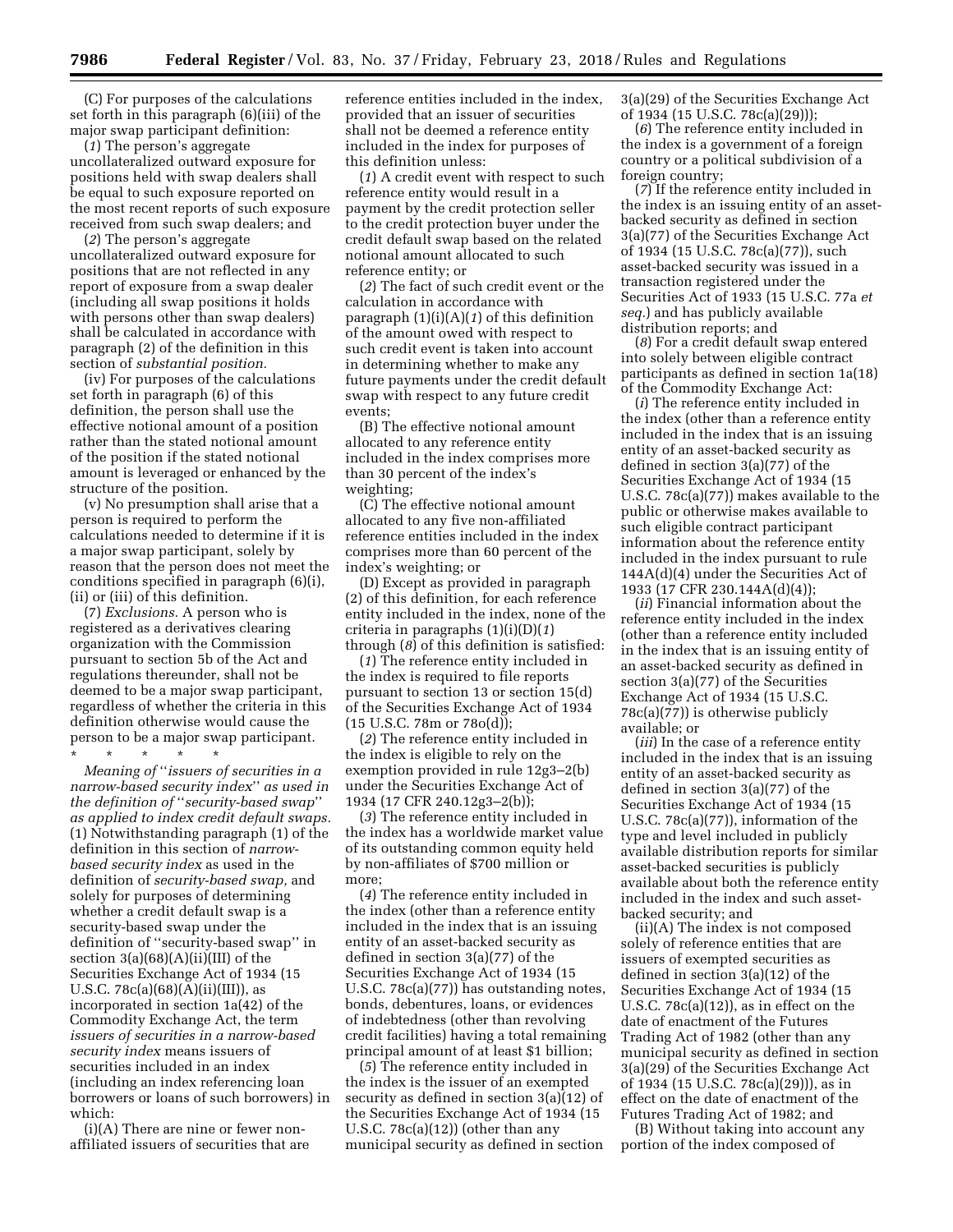(C) For purposes of the calculations set forth in this paragraph (6)(iii) of the major swap participant definition:

(*1*) The person's aggregate uncollateralized outward exposure for positions held with swap dealers shall be equal to such exposure reported on the most recent reports of such exposure received from such swap dealers; and

(*2*) The person's aggregate uncollateralized outward exposure for positions that are not reflected in any report of exposure from a swap dealer (including all swap positions it holds with persons other than swap dealers) shall be calculated in accordance with paragraph (2) of the definition in this section of *substantial position.*

(iv) For purposes of the calculations set forth in paragraph (6) of this definition, the person shall use the effective notional amount of a position rather than the stated notional amount of the position if the stated notional amount is leveraged or enhanced by the structure of the position.

(v) No presumption shall arise that a person is required to perform the calculations needed to determine if it is a major swap participant, solely by reason that the person does not meet the conditions specified in paragraph (6)(i), (ii) or (iii) of this definition.

(7) *Exclusions.* A person who is registered as a derivatives clearing organization with the Commission pursuant to section 5b of the Act and regulations thereunder, shall not be deemed to be a major swap participant, regardless of whether the criteria in this definition otherwise would cause the person to be a major swap participant.

\* \* \* \* \*

*Meaning of "issuers of securities in a narrow-based security index" as used in the definition of "security-based swap" as applied to index credit default swaps.* (1) Notwithstanding paragraph (1) of the definition in this section of *narrow-based security index* as used in the definition of *security-based swap,* and solely for purposes of determining whether a credit default swap is a security-based swap under the definition of "security-based swap" in section 3(a)(68)(A)(ii)(III) of the Securities Exchange Act of 1934 (15 U.S.C. 78c(a)(68)(A)(ii)(III)), as incorporated in section 1a(42) of the Commodity Exchange Act, the term *issuers of securities in a narrow-based security index* means issuers of securities included in an index (including an index referencing loan borrowers or loans of such borrowers) in which:

(i)(A) There are nine or fewer non-affiliated issuers of securities that are reference entities included in the index, provided that an issuer of securities shall not be deemed a reference entity included in the index for purposes of this definition unless:

(*1*) A credit event with respect to such reference entity would result in a payment by the credit protection seller to the credit protection buyer under the credit default swap based on the related notional amount allocated to such reference entity; or

(*2*) The fact of such credit event or the calculation in accordance with paragraph (1)(i)(A)(*1*) of this definition of the amount owed with respect to such credit event is taken into account in determining whether to make any future payments under the credit default swap with respect to any future credit events;

(B) The effective notional amount allocated to any reference entity included in the index comprises more than 30 percent of the index's weighting;

(C) The effective notional amount allocated to any five non-affiliated reference entities included in the index comprises more than 60 percent of the index's weighting; or

(D) Except as provided in paragraph (2) of this definition, for each reference entity included in the index, none of the criteria in paragraphs (1)(i)(D)(*1*) through (*8*) of this definition is satisfied:

(*1*) The reference entity included in the index is required to file reports pursuant to section 13 or section 15(d) of the Securities Exchange Act of 1934 (15 U.S.C. 78m or 78o(d));

(*2*) The reference entity included in the index is eligible to rely on the exemption provided in rule 12g3–2(b) under the Securities Exchange Act of 1934 (17 CFR 240.12g3–2(b));

(*3*) The reference entity included in the index has a worldwide market value of its outstanding common equity held by non-affiliates of $700 million or more;

(*4*) The reference entity included in the index (other than a reference entity included in the index that is an issuing entity of an asset-backed security as defined in section 3(a)(77) of the Securities Exchange Act of 1934 (15 U.S.C. 78c(a)(77)) has outstanding notes, bonds, debentures, loans, or evidences of indebtedness (other than revolving credit facilities) having a total remaining principal amount of at least $1 billion;

(*5*) The reference entity included in the index is the issuer of an exempted security as defined in section 3(a)(12) of the Securities Exchange Act of 1934 (15 U.S.C. 78c(a)(12)) (other than any municipal security as defined in section 3(a)(29) of the Securities Exchange Act of 1934 (15 U.S.C. 78c(a)(29)));

(*6*) The reference entity included in the index is a government of a foreign country or a political subdivision of a foreign country;

(*7*) If the reference entity included in the index is an issuing entity of an asset-backed security as defined in section 3(a)(77) of the Securities Exchange Act of 1934 (15 U.S.C. 78c(a)(77)), such asset-backed security was issued in a transaction registered under the Securities Act of 1933 (15 U.S.C. 77a *et seq.*) and has publicly available distribution reports; and

(*8*) For a credit default swap entered into solely between eligible contract participants as defined in section 1a(18) of the Commodity Exchange Act:

(*i*) The reference entity included in the index (other than a reference entity included in the index that is an issuing entity of an asset-backed security as defined in section 3(a)(77) of the Securities Exchange Act of 1934 (15 U.S.C. 78c(a)(77)) makes available to the public or otherwise makes available to such eligible contract participant information about the reference entity included in the index pursuant to rule 144A(d)(4) under the Securities Act of 1933 (17 CFR 230.144A(d)(4));

(*ii*) Financial information about the reference entity included in the index (other than a reference entity included in the index that is an issuing entity of an asset-backed security as defined in section 3(a)(77) of the Securities Exchange Act of 1934 (15 U.S.C. 78c(a)(77)) is otherwise publicly available; or

(*iii*) In the case of a reference entity included in the index that is an issuing entity of an asset-backed security as defined in section 3(a)(77) of the Securities Exchange Act of 1934 (15 U.S.C. 78c(a)(77)), information of the type and level included in publicly available distribution reports for similar asset-backed securities is publicly available about both the reference entity included in the index and such asset-backed security; and

(ii)(A) The index is not composed solely of reference entities that are issuers of exempted securities as defined in section 3(a)(12) of the Securities Exchange Act of 1934 (15 U.S.C. 78c(a)(12)), as in effect on the date of enactment of the Futures Trading Act of 1982 (other than any municipal security as defined in section 3(a)(29) of the Securities Exchange Act of 1934 (15 U.S.C. 78c(a)(29))), as in effect on the date of enactment of the Futures Trading Act of 1982; and

(B) Without taking into account any portion of the index composed of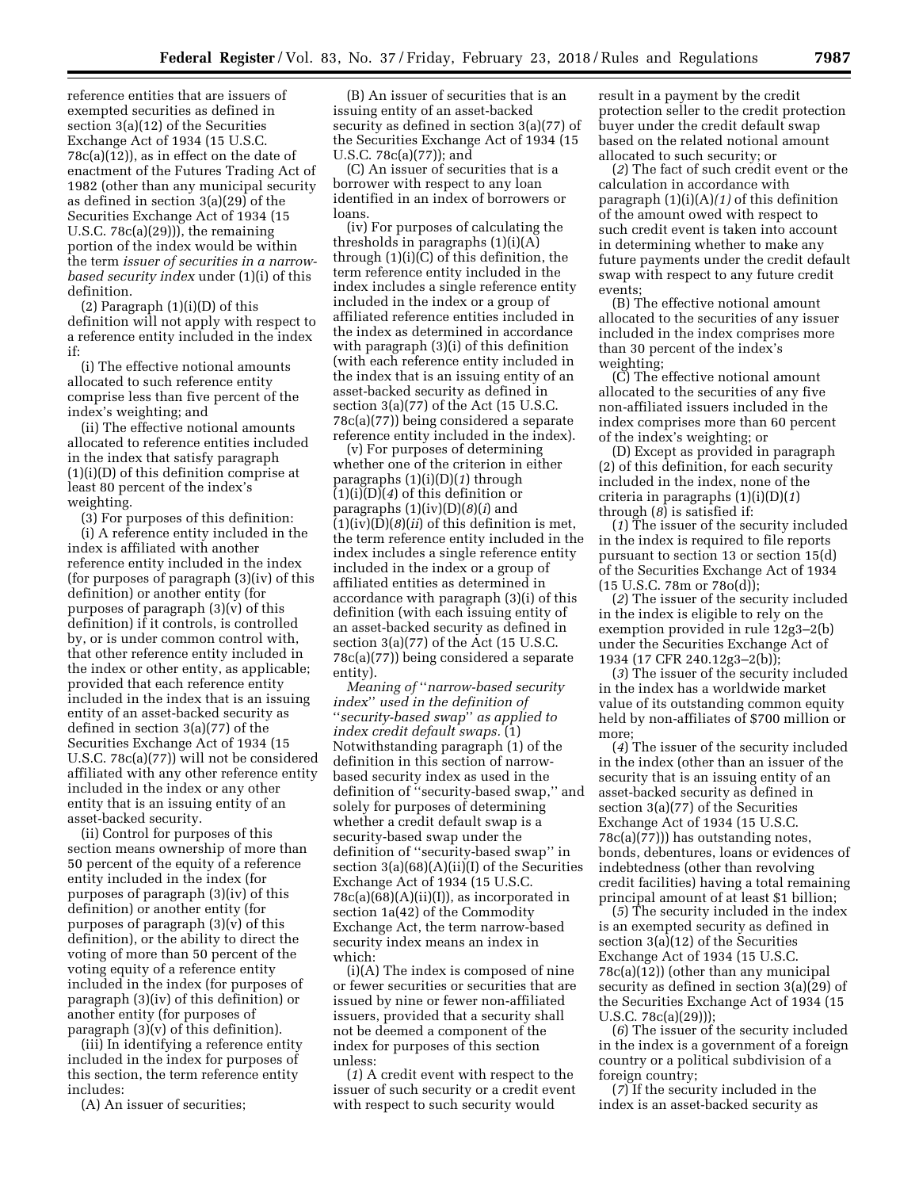reference entities that are issuers of exempted securities as defined in section 3(a)(12) of the Securities Exchange Act of 1934 (15 U.S.C. 78c(a)(12)), as in effect on the date of enactment of the Futures Trading Act of 1982 (other than any municipal security as defined in section 3(a)(29) of the Securities Exchange Act of 1934 (15 U.S.C. 78c(a)(29))), the remaining portion of the index would be within the term *issuer of securities in a narrow-based security index* under (1)(i) of this definition.

(2) Paragraph (1)(i)(D) of this definition will not apply with respect to a reference entity included in the index if:

(i) The effective notional amounts allocated to such reference entity comprise less than five percent of the index's weighting; and

(ii) The effective notional amounts allocated to reference entities included in the index that satisfy paragraph (1)(i)(D) of this definition comprise at least 80 percent of the index's weighting.

(3) For purposes of this definition:

(i) A reference entity included in the index is affiliated with another reference entity included in the index (for purposes of paragraph (3)(iv) of this definition) or another entity (for purposes of paragraph (3)(v) of this definition) if it controls, is controlled by, or is under common control with, that other reference entity included in the index or other entity, as applicable; provided that each reference entity included in the index that is an issuing entity of an asset-backed security as defined in section 3(a)(77) of the Securities Exchange Act of 1934 (15 U.S.C. 78c(a)(77)) will not be considered affiliated with any other reference entity included in the index or any other entity that is an issuing entity of an asset-backed security.

(ii) Control for purposes of this section means ownership of more than 50 percent of the equity of a reference entity included in the index (for purposes of paragraph (3)(iv) of this definition) or another entity (for purposes of paragraph (3)(v) of this definition), or the ability to direct the voting of more than 50 percent of the voting equity of a reference entity included in the index (for purposes of paragraph (3)(iv) of this definition) or another entity (for purposes of paragraph (3)(v) of this definition).

(iii) In identifying a reference entity included in the index for purposes of this section, the term reference entity includes:

(A) An issuer of securities;

(B) An issuer of securities that is an issuing entity of an asset-backed security as defined in section 3(a)(77) of the Securities Exchange Act of 1934 (15 U.S.C. 78c(a)(77)); and

(C) An issuer of securities that is a borrower with respect to any loan identified in an index of borrowers or loans.

(iv) For purposes of calculating the thresholds in paragraphs (1)(i)(A) through (1)(i)(C) of this definition, the term reference entity included in the index includes a single reference entity included in the index or a group of affiliated reference entities included in the index as determined in accordance with paragraph (3)(i) of this definition (with each reference entity included in the index that is an issuing entity of an asset-backed security as defined in section 3(a)(77) of the Act (15 U.S.C. 78c(a)(77)) being considered a separate reference entity included in the index).

(v) For purposes of determining whether one of the criterion in either paragraphs (1)(i)(D)(*1*) through (1)(i)(D)(*4*) of this definition or paragraphs (1)(iv)(D)(*8*)(*i*) and (1)(iv)(D)(*8*)(*ii*) of this definition is met, the term reference entity included in the index includes a single reference entity included in the index or a group of affiliated entities as determined in accordance with paragraph (3)(i) of this definition (with each issuing entity of an asset-backed security as defined in section 3(a)(77) of the Act (15 U.S.C. 78c(a)(77)) being considered a separate entity).

*Meaning of ''narrow-based security index'' used in the definition of ''security-based swap'' as applied to index credit default swaps.* (1) Notwithstanding paragraph (1) of the definition in this section of narrow-based security index as used in the definition of ''security-based swap,'' and solely for purposes of determining whether a credit default swap is a security-based swap under the definition of ''security-based swap'' in section 3(a)(68)(A)(ii)(I) of the Securities Exchange Act of 1934 (15 U.S.C. 78c(a)(68)(A)(ii)(I)), as incorporated in section 1a(42) of the Commodity Exchange Act, the term narrow-based security index means an index in which:

(i)(A) The index is composed of nine or fewer securities or securities that are issued by nine or fewer non-affiliated issuers, provided that a security shall not be deemed a component of the index for purposes of this section unless:

(*1*) A credit event with respect to the issuer of such security or a credit event with respect to such security would result in a payment by the credit protection seller to the credit protection buyer under the credit default swap based on the related notional amount allocated to such security; or

(*2*) The fact of such credit event or the calculation in accordance with paragraph (1)(i)(A)*(1)* of this definition of the amount owed with respect to such credit event is taken into account in determining whether to make any future payments under the credit default swap with respect to any future credit events;

(B) The effective notional amount allocated to the securities of any issuer included in the index comprises more than 30 percent of the index's weighting;

(C) The effective notional amount allocated to the securities of any five non-affiliated issuers included in the index comprises more than 60 percent of the index's weighting; or

(D) Except as provided in paragraph (2) of this definition, for each security included in the index, none of the criteria in paragraphs (1)(i)(D)(*1*) through (*8*) is satisfied if:

(*1*) The issuer of the security included in the index is required to file reports pursuant to section 13 or section 15(d) of the Securities Exchange Act of 1934 (15 U.S.C. 78m or 78o(d));

(*2*) The issuer of the security included in the index is eligible to rely on the exemption provided in rule 12g3–2(b) under the Securities Exchange Act of 1934 (17 CFR 240.12g3–2(b));

(*3*) The issuer of the security included in the index has a worldwide market value of its outstanding common equity held by non-affiliates of $700 million or more;

(*4*) The issuer of the security included in the index (other than an issuer of the security that is an issuing entity of an asset-backed security as defined in section 3(a)(77) of the Securities Exchange Act of 1934 (15 U.S.C. 78c(a)(77))) has outstanding notes, bonds, debentures, loans or evidences of indebtedness (other than revolving credit facilities) having a total remaining principal amount of at least $1 billion;

(*5*) The security included in the index is an exempted security as defined in section 3(a)(12) of the Securities Exchange Act of 1934 (15 U.S.C. 78c(a)(12)) (other than any municipal security as defined in section 3(a)(29) of the Securities Exchange Act of 1934 (15 U.S.C. 78c(a)(29)));

(*6*) The issuer of the security included in the index is a government of a foreign country or a political subdivision of a foreign country;

(*7*) If the security included in the index is an asset-backed security as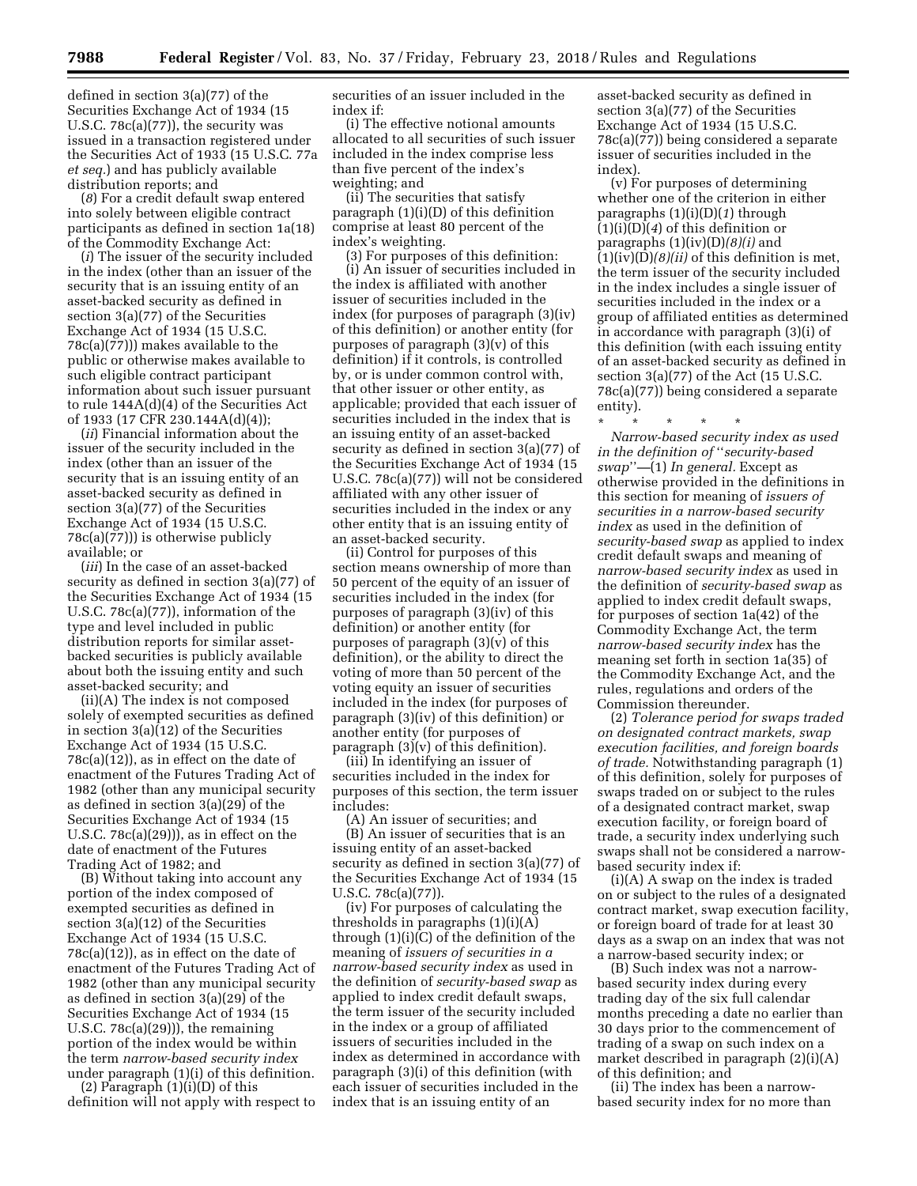defined in section 3(a)(77) of the Securities Exchange Act of 1934 (15 U.S.C. 78c(a)(77)), the security was issued in a transaction registered under the Securities Act of 1933 (15 U.S.C. 77a *et seq.*) and has publicly available distribution reports; and

(*8*) For a credit default swap entered into solely between eligible contract participants as defined in section 1a(18) of the Commodity Exchange Act:

(*i*) The issuer of the security included in the index (other than an issuer of the security that is an issuing entity of an asset-backed security as defined in section 3(a)(77) of the Securities Exchange Act of 1934 (15 U.S.C. 78c(a)(77))) makes available to the public or otherwise makes available to such eligible contract participant information about such issuer pursuant to rule 144A(d)(4) of the Securities Act of 1933 (17 CFR 230.144A(d)(4));

(*ii*) Financial information about the issuer of the security included in the index (other than an issuer of the security that is an issuing entity of an asset-backed security as defined in section 3(a)(77) of the Securities Exchange Act of 1934 (15 U.S.C. 78c(a)(77))) is otherwise publicly available; or

(*iii*) In the case of an asset-backed security as defined in section 3(a)(77) of the Securities Exchange Act of 1934 (15 U.S.C. 78c(a)(77)), information of the type and level included in public distribution reports for similar asset-backed securities is publicly available about both the issuing entity and such asset-backed security; and

(ii)(A) The index is not composed solely of exempted securities as defined in section 3(a)(12) of the Securities Exchange Act of 1934 (15 U.S.C. 78c(a)(12)), as in effect on the date of enactment of the Futures Trading Act of 1982 (other than any municipal security as defined in section 3(a)(29) of the Securities Exchange Act of 1934 (15 U.S.C. 78c(a)(29))), as in effect on the date of enactment of the Futures Trading Act of 1982; and

(B) Without taking into account any portion of the index composed of exempted securities as defined in section 3(a)(12) of the Securities Exchange Act of 1934 (15 U.S.C. 78c(a)(12)), as in effect on the date of enactment of the Futures Trading Act of 1982 (other than any municipal security as defined in section 3(a)(29) of the Securities Exchange Act of 1934 (15 U.S.C. 78c(a)(29))), the remaining portion of the index would be within the term *narrow-based security index* under paragraph (1)(i) of this definition.

(2) Paragraph (1)(i)(D) of this definition will not apply with respect to securities of an issuer included in the index if:

(i) The effective notional amounts allocated to all securities of such issuer included in the index comprise less than five percent of the index's weighting; and

(ii) The securities that satisfy paragraph (1)(i)(D) of this definition comprise at least 80 percent of the index's weighting.

(3) For purposes of this definition:

(i) An issuer of securities included in the index is affiliated with another issuer of securities included in the index (for purposes of paragraph (3)(iv) of this definition) or another entity (for purposes of paragraph (3)(v) of this definition) if it controls, is controlled by, or is under common control with, that other issuer or other entity, as applicable; provided that each issuer of securities included in the index that is an issuing entity of an asset-backed security as defined in section 3(a)(77) of the Securities Exchange Act of 1934 (15 U.S.C. 78c(a)(77)) will not be considered affiliated with any other issuer of securities included in the index or any other entity that is an issuing entity of an asset-backed security.

(ii) Control for purposes of this section means ownership of more than 50 percent of the equity of an issuer of securities included in the index (for purposes of paragraph (3)(iv) of this definition) or another entity (for purposes of paragraph (3)(v) of this definition), or the ability to direct the voting of more than 50 percent of the voting equity an issuer of securities included in the index (for purposes of paragraph (3)(iv) of this definition) or another entity (for purposes of paragraph (3)(v) of this definition).

(iii) In identifying an issuer of securities included in the index for purposes of this section, the term issuer includes:

(A) An issuer of securities; and

(B) An issuer of securities that is an issuing entity of an asset-backed security as defined in section 3(a)(77) of the Securities Exchange Act of 1934 (15 U.S.C. 78c(a)(77)).

(iv) For purposes of calculating the thresholds in paragraphs (1)(i)(A) through (1)(i)(C) of the definition of the meaning of *issuers of securities in a narrow-based security index* as used in the definition of *security-based swap* as applied to index credit default swaps, the term issuer of the security included in the index or a group of affiliated issuers of securities included in the index as determined in accordance with paragraph (3)(i) of this definition (with each issuer of securities included in the index that is an issuing entity of an asset-backed security as defined in section 3(a)(77) of the Securities Exchange Act of 1934 (15 U.S.C. 78c(a)(77)) being considered a separate issuer of securities included in the index).

(v) For purposes of determining whether one of the criterion in either paragraphs (1)(i)(D)(*1*) through (1)(i)(D)(*4*) of this definition or paragraphs (1)(iv)(D)*(8)(i)* and (1)(iv)(D)*(8)(ii)* of this definition is met, the term issuer of the security included in the index includes a single issuer of securities included in the index or a group of affiliated entities as determined in accordance with paragraph (3)(i) of this definition (with each issuing entity of an asset-backed security as defined in section 3(a)(77) of the Act (15 U.S.C. 78c(a)(77)) being considered a separate entity).

\* \* \* \* \*

*Narrow-based security index as used in the definition of "security-based swap"*—(1) *In general.* Except as otherwise provided in the definitions in this section for meaning of *issuers of securities in a narrow-based security index* as used in the definition of *security-based swap* as applied to index credit default swaps and meaning of *narrow-based security index* as used in the definition of *security-based swap* as applied to index credit default swaps, for purposes of section 1a(42) of the Commodity Exchange Act, the term *narrow-based security index* has the meaning set forth in section 1a(35) of the Commodity Exchange Act, and the rules, regulations and orders of the Commission thereunder.

(2) *Tolerance period for swaps traded on designated contract markets, swap execution facilities, and foreign boards of trade.* Notwithstanding paragraph (1) of this definition, solely for purposes of swaps traded on or subject to the rules of a designated contract market, swap execution facility, or foreign board of trade, a security index underlying such swaps shall not be considered a narrow-based security index if:

(i)(A) A swap on the index is traded on or subject to the rules of a designated contract market, swap execution facility, or foreign board of trade for at least 30 days as a swap on an index that was not a narrow-based security index; or

(B) Such index was not a narrow-based security index during every trading day of the six full calendar months preceding a date no earlier than 30 days prior to the commencement of trading of a swap on such index on a market described in paragraph (2)(i)(A) of this definition; and

(ii) The index has been a narrow-based security index for no more than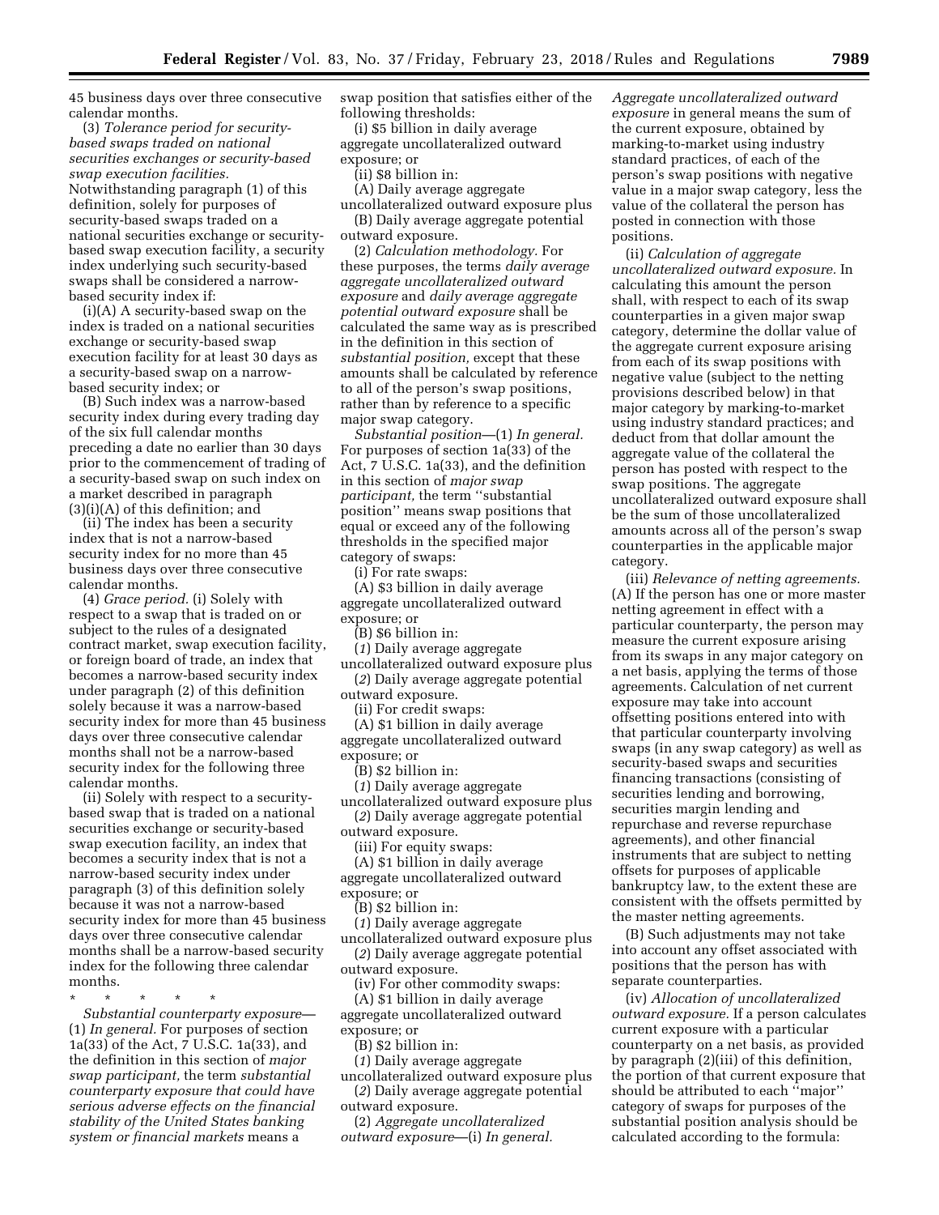45 business days over three consecutive calendar months.

(3) *Tolerance period for security-based swaps traded on national securities exchanges or security-based swap execution facilities.* Notwithstanding paragraph (1) of this definition, solely for purposes of security-based swaps traded on a national securities exchange or security-based swap execution facility, a security index underlying such security-based swaps shall be considered a narrow-based security index if:

(i)(A) A security-based swap on the index is traded on a national securities exchange or security-based swap execution facility for at least 30 days as a security-based swap on a narrow-based security index; or

(B) Such index was a narrow-based security index during every trading day of the six full calendar months preceding a date no earlier than 30 days prior to the commencement of trading of a security-based swap on such index on a market described in paragraph (3)(i)(A) of this definition; and

(ii) The index has been a security index that is not a narrow-based security index for no more than 45 business days over three consecutive calendar months.

(4) *Grace period.* (i) Solely with respect to a swap that is traded on or subject to the rules of a designated contract market, swap execution facility, or foreign board of trade, an index that becomes a narrow-based security index under paragraph (2) of this definition solely because it was a narrow-based security index for more than 45 business days over three consecutive calendar months shall not be a narrow-based security index for the following three calendar months.

(ii) Solely with respect to a security-based swap that is traded on a national securities exchange or security-based swap execution facility, an index that becomes a security index that is not a narrow-based security index under paragraph (3) of this definition solely because it was not a narrow-based security index for more than 45 business days over three consecutive calendar months shall be a narrow-based security index for the following three calendar months.

\* \* \* \* \*

*Substantial counterparty exposure*—(1) *In general.* For purposes of section 1a(33) of the Act, 7 U.S.C. 1a(33), and the definition in this section of *major swap participant,* the term *substantial counterparty exposure that could have serious adverse effects on the financial stability of the United States banking system or financial markets* means a swap position that satisfies either of the following thresholds:

(i) $5 billion in daily average aggregate uncollateralized outward exposure; or

(ii) $8 billion in:

(A) Daily average aggregate uncollateralized outward exposure plus

(B) Daily average aggregate potential outward exposure.

(2) *Calculation methodology.* For these purposes, the terms *daily average aggregate uncollateralized outward exposure* and *daily average aggregate potential outward exposure* shall be calculated the same way as is prescribed in the definition in this section of *substantial position,* except that these amounts shall be calculated by reference to all of the person's swap positions, rather than by reference to a specific major swap category.

*Substantial position*—(1) *In general.* For purposes of section 1a(33) of the Act, 7 U.S.C. 1a(33), and the definition in this section of *major swap participant,* the term ''substantial position'' means swap positions that equal or exceed any of the following thresholds in the specified major category of swaps:

(i) For rate swaps:

(A) $3 billion in daily average aggregate uncollateralized outward exposure; or

(B) $6 billion in:

(*1*) Daily average aggregate uncollateralized outward exposure plus

(*2*) Daily average aggregate potential outward exposure.

(ii) For credit swaps:

(A) $1 billion in daily average aggregate uncollateralized outward exposure; or

(B) $2 billion in:

(*1*) Daily average aggregate uncollateralized outward exposure plus

(*2*) Daily average aggregate potential outward exposure.

(iii) For equity swaps:

(A) $1 billion in daily average aggregate uncollateralized outward exposure; or

(B) $2 billion in:

(*1*) Daily average aggregate uncollateralized outward exposure plus

(*2*) Daily average aggregate potential outward exposure.

(iv) For other commodity swaps:

(A) $1 billion in daily average aggregate uncollateralized outward exposure; or

(B) $2 billion in:

(*1*) Daily average aggregate uncollateralized outward exposure plus

(*2*) Daily average aggregate potential outward exposure.

(2) *Aggregate uncollateralized outward exposure*—(i) *In general. Aggregate uncollateralized outward exposure* in general means the sum of the current exposure, obtained by marking-to-market using industry standard practices, of each of the person's swap positions with negative value in a major swap category, less the value of the collateral the person has posted in connection with those positions.

(ii) *Calculation of aggregate uncollateralized outward exposure.* In calculating this amount the person shall, with respect to each of its swap counterparties in a given major swap category, determine the dollar value of the aggregate current exposure arising from each of its swap positions with negative value (subject to the netting provisions described below) in that major category by marking-to-market using industry standard practices; and deduct from that dollar amount the aggregate value of the collateral the person has posted with respect to the swap positions. The aggregate uncollateralized outward exposure shall be the sum of those uncollateralized amounts across all of the person's swap counterparties in the applicable major category.

(iii) *Relevance of netting agreements.* (A) If the person has one or more master netting agreement in effect with a particular counterparty, the person may measure the current exposure arising from its swaps in any major category on a net basis, applying the terms of those agreements. Calculation of net current exposure may take into account offsetting positions entered into with that particular counterparty involving swaps (in any swap category) as well as security-based swaps and securities financing transactions (consisting of securities lending and borrowing, securities margin lending and repurchase and reverse repurchase agreements), and other financial instruments that are subject to netting offsets for purposes of applicable bankruptcy law, to the extent these are consistent with the offsets permitted by the master netting agreements.

(B) Such adjustments may not take into account any offset associated with positions that the person has with separate counterparties.

(iv) *Allocation of uncollateralized outward exposure.* If a person calculates current exposure with a particular counterparty on a net basis, as provided by paragraph (2)(iii) of this definition, the portion of that current exposure that should be attributed to each ''major'' category of swaps for purposes of the substantial position analysis should be calculated according to the formula: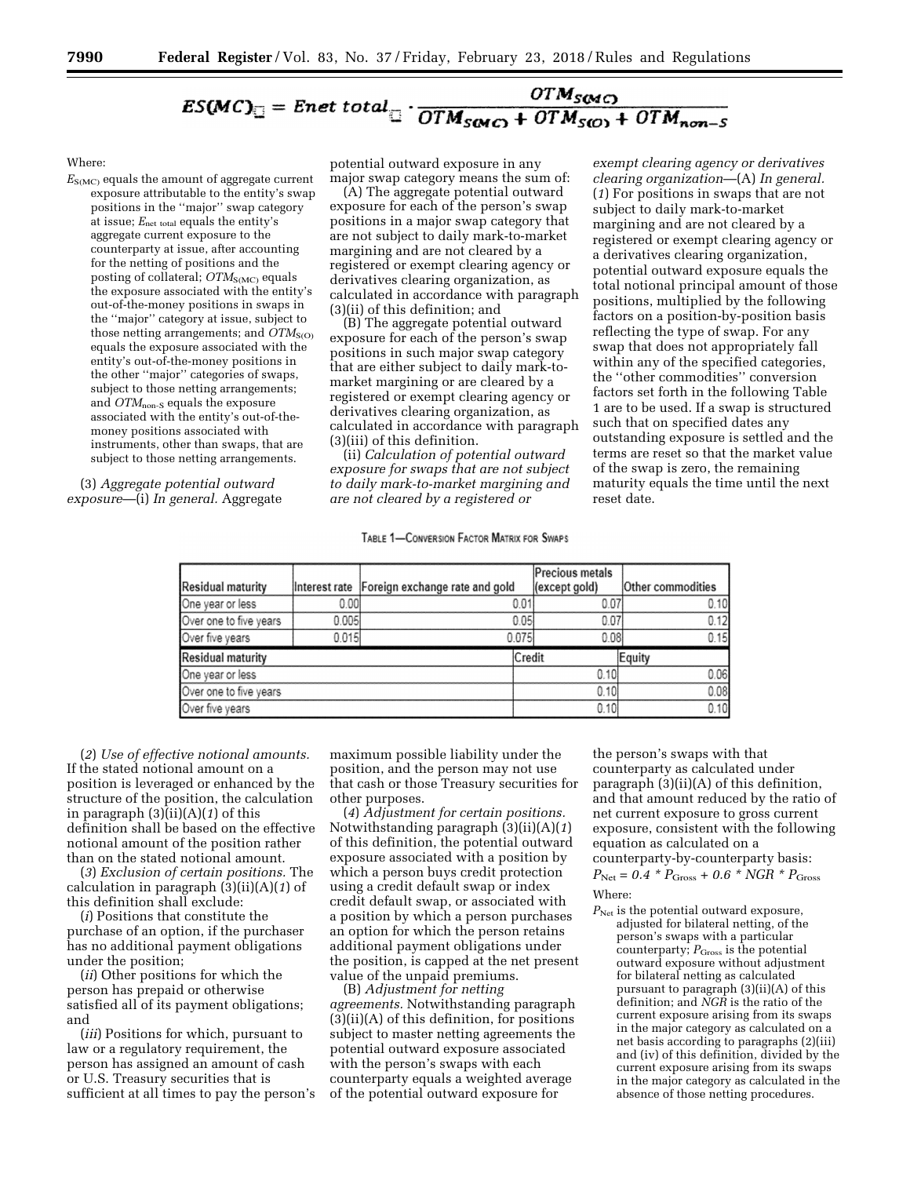$$ES(MC) = Enet\ total \cdot \frac{OTM_{S(MC)}}{OTM_{S(MC)} + OTM_{S(O)} + OTM_{non-S}}$$

Where:

$E_{S(MC)}$ equals the amount of aggregate current exposure attributable to the entity's swap positions in the ''major'' swap category at issue; $E_{net\ total}$ equals the entity's aggregate current exposure to the counterparty at issue, after accounting for the netting of positions and the posting of collateral; $OTM_{S(MC)}$ equals the exposure associated with the entity's out-of-the-money positions in swaps in the ''major'' category at issue, subject to those netting arrangements; and $OTM_{S(O)}$ equals the exposure associated with the entity's out-of-the-money positions in the other ''major'' categories of swaps, subject to those netting arrangements; and $OTM_{non-S}$ equals the exposure associated with the entity's out-of-the-money positions associated with instruments, other than swaps, that are subject to those netting arrangements.

(3) *Aggregate potential outward exposure*—(i) *In general.* Aggregate potential outward exposure in any major swap category means the sum of:

(A) The aggregate potential outward exposure for each of the person's swap positions in a major swap category that are not subject to daily mark-to-market margining and are not cleared by a registered or exempt clearing agency or derivatives clearing organization, as calculated in accordance with paragraph (3)(ii) of this definition; and

(B) The aggregate potential outward exposure for each of the person's swap positions in such major swap category that are either subject to daily mark-to-market margining or are cleared by a registered or exempt clearing agency or derivatives clearing organization, as calculated in accordance with paragraph (3)(iii) of this definition.

(ii) *Calculation of potential outward exposure for swaps that are not subject to daily mark-to-market margining and are not cleared by a registered or exempt clearing agency or derivatives clearing organization*—(A) *In general.* (*1*) For positions in swaps that are not subject to daily mark-to-market margining and are not cleared by a registered or exempt clearing agency or a derivatives clearing organization, potential outward exposure equals the total notional principal amount of those positions, multiplied by the following factors on a position-by-position basis reflecting the type of swap. For any swap that does not appropriately fall within any of the specified categories, the ''other commodities'' conversion factors set forth in the following Table 1 are to be used. If a swap is structured such that on specified dates any outstanding exposure is settled and the terms are reset so that the market value of the swap is zero, the remaining maturity equals the time until the next reset date.

TABLE 1—CONVERSION FACTOR MATRIX FOR SWAPS

| Residual maturity | Interest rate | Foreign exchange rate and gold | Precious metals (except gold) | Other commodities |
|---|---|---|---|---|
| One year or less | 0.00 | 0.01 | 0.07 | 0.10 |
| Over one to five years | 0.005 | 0.05 | 0.07 | 0.12 |
| Over five years | 0.015 | 0.075 | 0.08 | 0.15 |

| Residual maturity | Credit | Equity |
|---|---|---|
| One year or less | 0.10 | 0.06 |
| Over one to five years | 0.10 | 0.08 |
| Over five years | 0.10 | 0.10 |

(*2*) *Use of effective notional amounts.* If the stated notional amount on a position is leveraged or enhanced by the structure of the position, the calculation in paragraph (3)(ii)(A)(*1*) of this definition shall be based on the effective notional amount of the position rather than on the stated notional amount.

(*3*) *Exclusion of certain positions.* The calculation in paragraph (3)(ii)(A)(*1*) of this definition shall exclude:

(*i*) Positions that constitute the purchase of an option, if the purchaser has no additional payment obligations under the position;

(*ii*) Other positions for which the person has prepaid or otherwise satisfied all of its payment obligations; and

(*iii*) Positions for which, pursuant to law or a regulatory requirement, the person has assigned an amount of cash or U.S. Treasury securities that is sufficient at all times to pay the person's maximum possible liability under the position, and the person may not use that cash or those Treasury securities for other purposes.

(*4*) *Adjustment for certain positions.* Notwithstanding paragraph (3)(ii)(A)(*1*) of this definition, the potential outward exposure associated with a position by which a person buys credit protection using a credit default swap or index credit default swap, or associated with a position by which a person purchases an option for which the person retains additional payment obligations under the position, is capped at the net present value of the unpaid premiums.

(B) *Adjustment for netting agreements.* Notwithstanding paragraph (3)(ii)(A) of this definition, for positions subject to master netting agreements the potential outward exposure associated with the person's swaps with each counterparty equals a weighted average of the potential outward exposure for the person's swaps with that counterparty as calculated under paragraph (3)(ii)(A) of this definition, and that amount reduced by the ratio of net current exposure to gross current exposure, consistent with the following equation as calculated on a counterparty-by-counterparty basis:

$$P_{Net} = 0.4 * P_{Gross} + 0.6 * NGR * P_{Gross}$$

Where:

$P_{Net}$ is the potential outward exposure, adjusted for bilateral netting, of the person's swaps with a particular counterparty; $P_{Gross}$ is the potential outward exposure without adjustment for bilateral netting as calculated pursuant to paragraph (3)(ii)(A) of this definition; and $NGR$ is the ratio of the current exposure arising from its swaps in the major category as calculated on a net basis according to paragraphs (2)(iii) and (iv) of this definition, divided by the current exposure arising from its swaps in the major category as calculated in the absence of those netting procedures.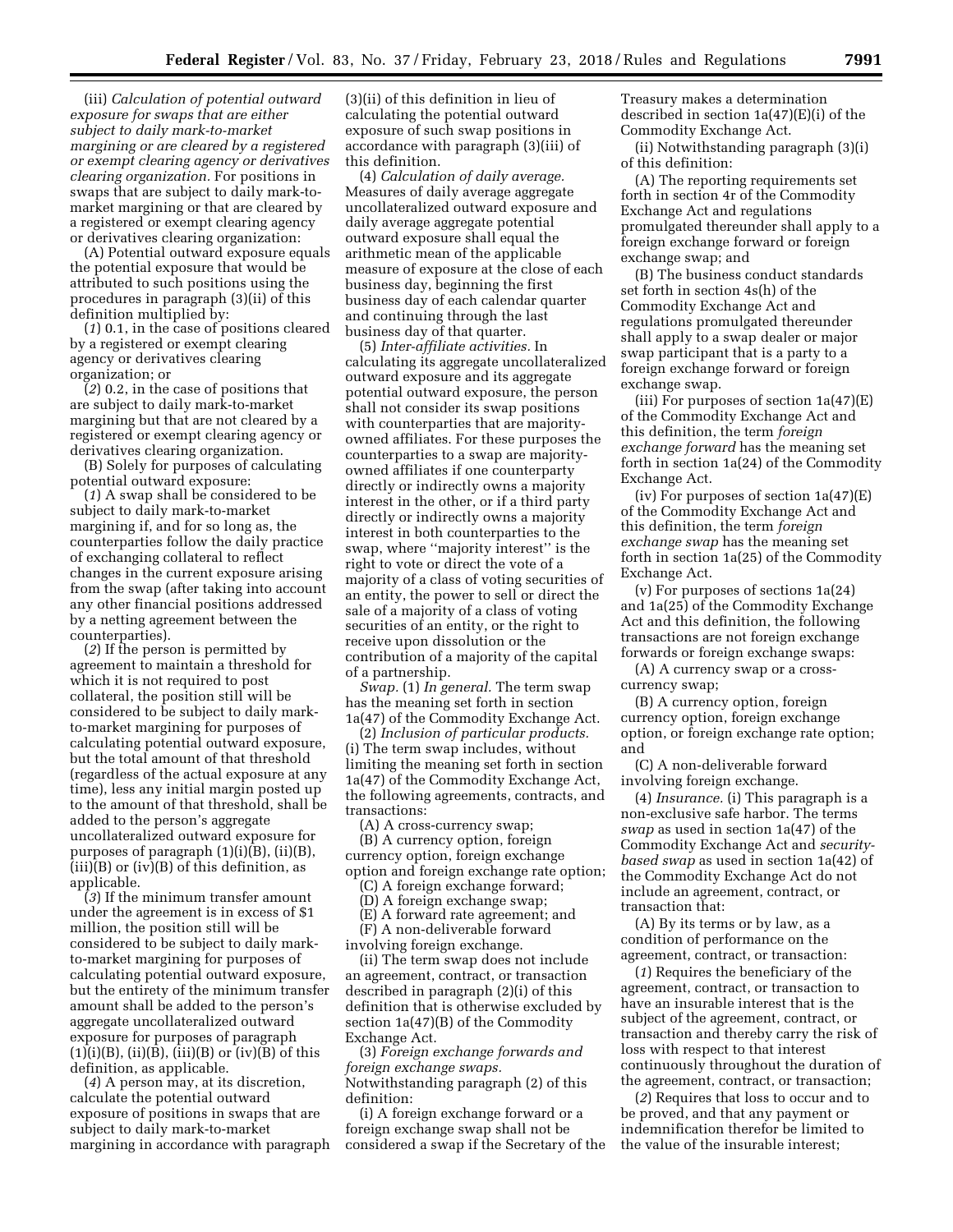(iii) *Calculation of potential outward exposure for swaps that are either subject to daily mark-to-market margining or are cleared by a registered or exempt clearing agency or derivatives clearing organization.* For positions in swaps that are subject to daily mark-to-market margining or that are cleared by a registered or exempt clearing agency or derivatives clearing organization:

(A) Potential outward exposure equals the potential exposure that would be attributed to such positions using the procedures in paragraph (3)(ii) of this definition multiplied by:

(*1*) 0.1, in the case of positions cleared by a registered or exempt clearing agency or derivatives clearing organization; or

(*2*) 0.2, in the case of positions that are subject to daily mark-to-market margining but that are not cleared by a registered or exempt clearing agency or derivatives clearing organization.

(B) Solely for purposes of calculating potential outward exposure:

(*1*) A swap shall be considered to be subject to daily mark-to-market margining if, and for so long as, the counterparties follow the daily practice of exchanging collateral to reflect changes in the current exposure arising from the swap (after taking into account any other financial positions addressed by a netting agreement between the counterparties).

(*2*) If the person is permitted by agreement to maintain a threshold for which it is not required to post collateral, the position still will be considered to be subject to daily mark-to-market margining for purposes of calculating potential outward exposure, but the total amount of that threshold (regardless of the actual exposure at any time), less any initial margin posted up to the amount of that threshold, shall be added to the person's aggregate uncollateralized outward exposure for purposes of paragraph (1)(i)(B), (ii)(B), (iii)(B) or (iv)(B) of this definition, as applicable.

(*3*) If the minimum transfer amount under the agreement is in excess of $1 million, the position still will be considered to be subject to daily mark-to-market margining for purposes of calculating potential outward exposure, but the entirety of the minimum transfer amount shall be added to the person's aggregate uncollateralized outward exposure for purposes of paragraph (1)(i)(B), (ii)(B), (iii)(B) or (iv)(B) of this definition, as applicable.

(*4*) A person may, at its discretion, calculate the potential outward exposure of positions in swaps that are subject to daily mark-to-market margining in accordance with paragraph (3)(ii) of this definition in lieu of calculating the potential outward exposure of such swap positions in accordance with paragraph (3)(iii) of this definition.

(4) *Calculation of daily average.* Measures of daily average aggregate uncollateralized outward exposure and daily average aggregate potential outward exposure shall equal the arithmetic mean of the applicable measure of exposure at the close of each business day, beginning the first business day of each calendar quarter and continuing through the last business day of that quarter.

(5) *Inter-affiliate activities.* In calculating its aggregate uncollateralized outward exposure and its aggregate potential outward exposure, the person shall not consider its swap positions with counterparties that are majority-owned affiliates. For these purposes the counterparties to a swap are majority-owned affiliates if one counterparty directly or indirectly owns a majority interest in the other, or if a third party directly or indirectly owns a majority interest in both counterparties to the swap, where "majority interest" is the right to vote or direct the vote of a majority of a class of voting securities of an entity, the power to sell or direct the sale of a majority of a class of voting securities of an entity, or the right to receive upon dissolution or the contribution of a majority of the capital of a partnership.

*Swap.* (1) *In general.* The term swap has the meaning set forth in section 1a(47) of the Commodity Exchange Act.

(2) *Inclusion of particular products.* (i) The term swap includes, without limiting the meaning set forth in section 1a(47) of the Commodity Exchange Act, the following agreements, contracts, and transactions:

(A) A cross-currency swap;

(B) A currency option, foreign currency option, foreign exchange option and foreign exchange rate option;

(C) A foreign exchange forward;

(D) A foreign exchange swap;

(E) A forward rate agreement; and

(F) A non-deliverable forward involving foreign exchange.

(ii) The term swap does not include an agreement, contract, or transaction described in paragraph (2)(i) of this definition that is otherwise excluded by section 1a(47)(B) of the Commodity Exchange Act.

(3) *Foreign exchange forwards and foreign exchange swaps.* Notwithstanding paragraph (2) of this definition:

(i) A foreign exchange forward or a foreign exchange swap shall not be considered a swap if the Secretary of the Treasury makes a determination described in section 1a(47)(E)(i) of the Commodity Exchange Act.

(ii) Notwithstanding paragraph (3)(i) of this definition:

(A) The reporting requirements set forth in section 4r of the Commodity Exchange Act and regulations promulgated thereunder shall apply to a foreign exchange forward or foreign exchange swap; and

(B) The business conduct standards set forth in section 4s(h) of the Commodity Exchange Act and regulations promulgated thereunder shall apply to a swap dealer or major swap participant that is a party to a foreign exchange forward or foreign exchange swap.

(iii) For purposes of section 1a(47)(E) of the Commodity Exchange Act and this definition, the term *foreign exchange forward* has the meaning set forth in section 1a(24) of the Commodity Exchange Act.

(iv) For purposes of section 1a(47)(E) of the Commodity Exchange Act and this definition, the term *foreign exchange swap* has the meaning set forth in section 1a(25) of the Commodity Exchange Act.

(v) For purposes of sections 1a(24) and 1a(25) of the Commodity Exchange Act and this definition, the following transactions are not foreign exchange forwards or foreign exchange swaps:

(A) A currency swap or a cross-currency swap;

(B) A currency option, foreign currency option, foreign exchange option, or foreign exchange rate option; and

(C) A non-deliverable forward involving foreign exchange.

(4) *Insurance.* (i) This paragraph is a non-exclusive safe harbor. The terms *swap* as used in section 1a(47) of the Commodity Exchange Act and *security-based swap* as used in section 1a(42) of the Commodity Exchange Act do not include an agreement, contract, or transaction that:

(A) By its terms or by law, as a condition of performance on the agreement, contract, or transaction:

(*1*) Requires the beneficiary of the agreement, contract, or transaction to have an insurable interest that is the subject of the agreement, contract, or transaction and thereby carry the risk of loss with respect to that interest continuously throughout the duration of the agreement, contract, or transaction;

(*2*) Requires that loss to occur and to be proved, and that any payment or indemnification therefor be limited to the value of the insurable interest;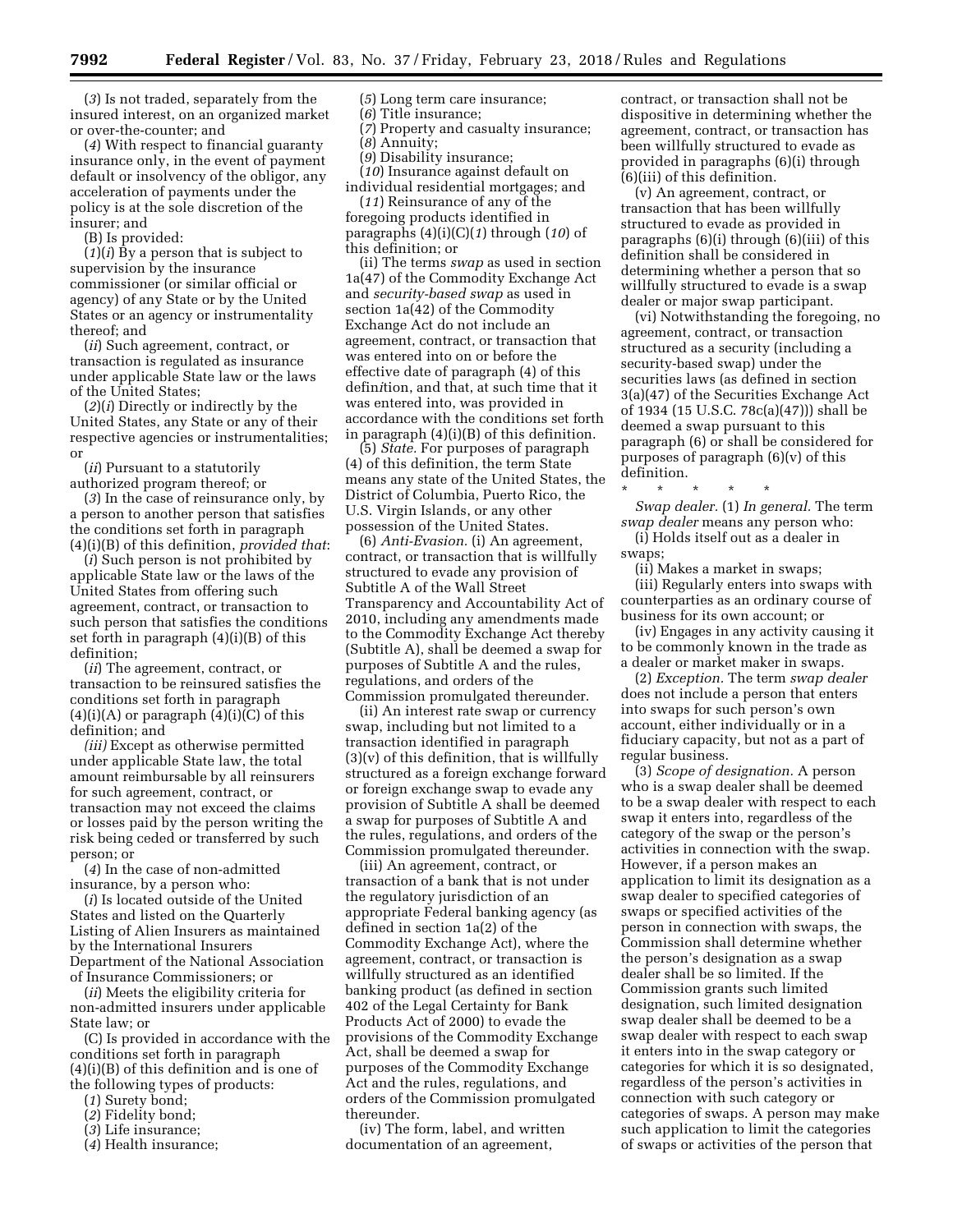(*3*) Is not traded, separately from the insured interest, on an organized market or over-the-counter; and

(*4*) With respect to financial guaranty insurance only, in the event of payment default or insolvency of the obligor, any acceleration of payments under the policy is at the sole discretion of the insurer; and

(B) Is provided:

(*1*)(*i*) By a person that is subject to supervision by the insurance commissioner (or similar official or agency) of any State or by the United States or an agency or instrumentality thereof; and

(*ii*) Such agreement, contract, or transaction is regulated as insurance under applicable State law or the laws of the United States;

(*2*)(*i*) Directly or indirectly by the United States, any State or any of their respective agencies or instrumentalities; or

(*ii*) Pursuant to a statutorily authorized program thereof; or

(*3*) In the case of reinsurance only, by a person to another person that satisfies the conditions set forth in paragraph (4)(i)(B) of this definition, *provided that*:

(*i*) Such person is not prohibited by applicable State law or the laws of the United States from offering such agreement, contract, or transaction to such person that satisfies the conditions set forth in paragraph (4)(i)(B) of this definition;

(*ii*) The agreement, contract, or transaction to be reinsured satisfies the conditions set forth in paragraph (4)(i)(A) or paragraph (4)(i)(C) of this definition; and

*(iii)* Except as otherwise permitted under applicable State law, the total amount reimbursable by all reinsurers for such agreement, contract, or transaction may not exceed the claims or losses paid by the person writing the risk being ceded or transferred by such person; or

(*4*) In the case of non-admitted insurance, by a person who:

(*i*) Is located outside of the United States and listed on the Quarterly Listing of Alien Insurers as maintained by the International Insurers Department of the National Association of Insurance Commissioners; or

(*ii*) Meets the eligibility criteria for non-admitted insurers under applicable State law; or

(C) Is provided in accordance with the conditions set forth in paragraph (4)(i)(B) of this definition and is one of the following types of products:

(*1*) Surety bond;

(*2*) Fidelity bond;

(*3*) Life insurance;

(*4*) Health insurance;

(*5*) Long term care insurance;

(*6*) Title insurance;

(*7*) Property and casualty insurance;

(*8*) Annuity;

(*9*) Disability insurance;

(*10*) Insurance against default on individual residential mortgages; and

(*11*) Reinsurance of any of the foregoing products identified in paragraphs (4)(i)(C)(*1*) through (*10*) of this definition; or

(ii) The terms *swap* as used in section 1a(47) of the Commodity Exchange Act and *security-based swap* as used in section 1a(42) of the Commodity Exchange Act do not include an agreement, contract, or transaction that was entered into on or before the effective date of paragraph (4) of this defin*i*tion, and that, at such time that it was entered into, was provided in accordance with the conditions set forth in paragraph (4)(i)(B) of this definition.

(5) *State.* For purposes of paragraph (4) of this definition, the term State means any state of the United States, the District of Columbia, Puerto Rico, the U.S. Virgin Islands, or any other possession of the United States.

(6) *Anti-Evasion.* (i) An agreement, contract, or transaction that is willfully structured to evade any provision of Subtitle A of the Wall Street Transparency and Accountability Act of 2010, including any amendments made to the Commodity Exchange Act thereby (Subtitle A), shall be deemed a swap for purposes of Subtitle A and the rules, regulations, and orders of the Commission promulgated thereunder.

(ii) An interest rate swap or currency swap, including but not limited to a transaction identified in paragraph (3)(v) of this definition, that is willfully structured as a foreign exchange forward or foreign exchange swap to evade any provision of Subtitle A shall be deemed a swap for purposes of Subtitle A and the rules, regulations, and orders of the Commission promulgated thereunder.

(iii) An agreement, contract, or transaction of a bank that is not under the regulatory jurisdiction of an appropriate Federal banking agency (as defined in section 1a(2) of the Commodity Exchange Act), where the agreement, contract, or transaction is willfully structured as an identified banking product (as defined in section 402 of the Legal Certainty for Bank Products Act of 2000) to evade the provisions of the Commodity Exchange Act, shall be deemed a swap for purposes of the Commodity Exchange Act and the rules, regulations, and orders of the Commission promulgated thereunder.

(iv) The form, label, and written documentation of an agreement, contract, or transaction shall not be dispositive in determining whether the agreement, contract, or transaction has been willfully structured to evade as provided in paragraphs (6)(i) through (6)(iii) of this definition.

(v) An agreement, contract, or transaction that has been willfully structured to evade as provided in paragraphs (6)(i) through (6)(iii) of this definition shall be considered in determining whether a person that so willfully structured to evade is a swap dealer or major swap participant.

(vi) Notwithstanding the foregoing, no agreement, contract, or transaction structured as a security (including a security-based swap) under the securities laws (as defined in section 3(a)(47) of the Securities Exchange Act of 1934 (15 U.S.C. 78c(a)(47))) shall be deemed a swap pursuant to this paragraph (6) or shall be considered for purposes of paragraph (6)(v) of this definition.

\* \* \* \* \*

*Swap dealer.* (1) *In general.* The term *swap dealer* means any person who:

(i) Holds itself out as a dealer in swaps;

(ii) Makes a market in swaps;

(iii) Regularly enters into swaps with counterparties as an ordinary course of business for its own account; or

(iv) Engages in any activity causing it to be commonly known in the trade as a dealer or market maker in swaps.

(2) *Exception.* The term *swap dealer* does not include a person that enters into swaps for such person's own account, either individually or in a fiduciary capacity, but not as a part of regular business.

(3) *Scope of designation.* A person who is a swap dealer shall be deemed to be a swap dealer with respect to each swap it enters into, regardless of the category of the swap or the person's activities in connection with the swap. However, if a person makes an application to limit its designation as a swap dealer to specified categories of swaps or specified activities of the person in connection with swaps, the Commission shall determine whether the person's designation as a swap dealer shall be so limited. If the Commission grants such limited designation, such limited designation swap dealer shall be deemed to be a swap dealer with respect to each swap it enters into in the swap category or categories for which it is so designated, regardless of the person's activities in connection with such category or categories of swaps. A person may make such application to limit the categories of swaps or activities of the person that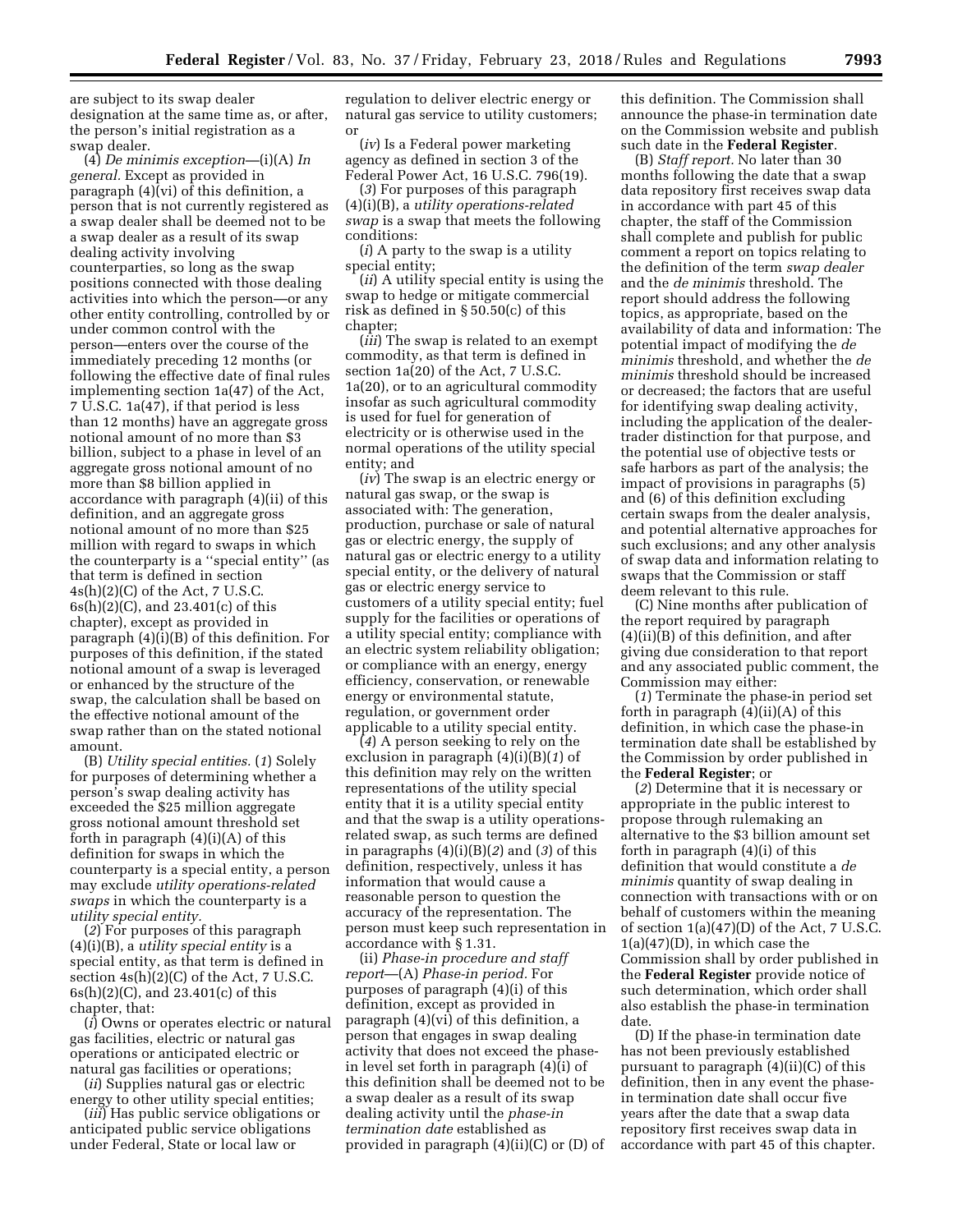are subject to its swap dealer designation at the same time as, or after, the person's initial registration as a swap dealer.

(4) *De minimis exception*—(i)(A) *In general.* Except as provided in paragraph (4)(vi) of this definition, a person that is not currently registered as a swap dealer shall be deemed not to be a swap dealer as a result of its swap dealing activity involving counterparties, so long as the swap positions connected with those dealing activities into which the person—or any other entity controlling, controlled by or under common control with the person—enters over the course of the immediately preceding 12 months (or following the effective date of final rules implementing section 1a(47) of the Act, 7 U.S.C. 1a(47), if that period is less than 12 months) have an aggregate gross notional amount of no more than $3 billion, subject to a phase in level of an aggregate gross notional amount of no more than $8 billion applied in accordance with paragraph (4)(ii) of this definition, and an aggregate gross notional amount of no more than $25 million with regard to swaps in which the counterparty is a "special entity" (as that term is defined in section 4s(h)(2)(C) of the Act, 7 U.S.C. 6s(h)(2)(C), and 23.401(c) of this chapter), except as provided in paragraph (4)(i)(B) of this definition. For purposes of this definition, if the stated notional amount of a swap is leveraged or enhanced by the structure of the swap, the calculation shall be based on the effective notional amount of the swap rather than on the stated notional amount.

(B) *Utility special entities.* (*1*) Solely for purposes of determining whether a person's swap dealing activity has exceeded the $25 million aggregate gross notional amount threshold set forth in paragraph (4)(i)(A) of this definition for swaps in which the counterparty is a special entity, a person may exclude *utility operations-related swaps* in which the counterparty is a *utility special entity.*

(*2*) For purposes of this paragraph (4)(i)(B), a *utility special entity* is a special entity, as that term is defined in section 4s(h)(2)(C) of the Act, 7 U.S.C. 6s(h)(2)(C), and 23.401(c) of this chapter, that:

(*i*) Owns or operates electric or natural gas facilities, electric or natural gas operations or anticipated electric or natural gas facilities or operations;

(*ii*) Supplies natural gas or electric energy to other utility special entities;

(*iii*) Has public service obligations or anticipated public service obligations under Federal, State or local law or regulation to deliver electric energy or natural gas service to utility customers; or

(*iv*) Is a Federal power marketing agency as defined in section 3 of the Federal Power Act, 16 U.S.C. 796(19).

(*3*) For purposes of this paragraph (4)(i)(B), a *utility operations-related swap* is a swap that meets the following conditions:

(*i*) A party to the swap is a utility special entity;

(*ii*) A utility special entity is using the swap to hedge or mitigate commercial risk as defined in § 50.50(c) of this chapter;

(*iii*) The swap is related to an exempt commodity, as that term is defined in section 1a(20) of the Act, 7 U.S.C. 1a(20), or to an agricultural commodity insofar as such agricultural commodity is used for fuel for generation of electricity or is otherwise used in the normal operations of the utility special entity; and

(*iv*) The swap is an electric energy or natural gas swap, or the swap is associated with: The generation, production, purchase or sale of natural gas or electric energy, the supply of natural gas or electric energy to a utility special entity, or the delivery of natural gas or electric energy service to customers of a utility special entity; fuel supply for the facilities or operations of a utility special entity; compliance with an electric system reliability obligation; or compliance with an energy, energy efficiency, conservation, or renewable energy or environmental statute, regulation, or government order applicable to a utility special entity.

(*4*) A person seeking to rely on the exclusion in paragraph (4)(i)(B)(*1*) of this definition may rely on the written representations of the utility special entity that it is a utility special entity and that the swap is a utility operations-related swap, as such terms are defined in paragraphs (4)(i)(B)(*2*) and (*3*) of this definition, respectively, unless it has information that would cause a reasonable person to question the accuracy of the representation. The person must keep such representation in accordance with § 1.31.

(ii) *Phase-in procedure and staff report*—(A) *Phase-in period.* For purposes of paragraph (4)(i) of this definition, except as provided in paragraph (4)(vi) of this definition, a person that engages in swap dealing activity that does not exceed the phase-in level set forth in paragraph (4)(i) of this definition shall be deemed not to be a swap dealer as a result of its swap dealing activity until the *phase-in termination date* established as provided in paragraph (4)(ii)(C) or (D) of this definition. The Commission shall announce the phase-in termination date on the Commission website and publish such date in the **Federal Register**.

(B) *Staff report.* No later than 30 months following the date that a swap data repository first receives swap data in accordance with part 45 of this chapter, the staff of the Commission shall complete and publish for public comment a report on topics relating to the definition of the term *swap dealer* and the *de minimis* threshold. The report should address the following topics, as appropriate, based on the availability of data and information: The potential impact of modifying the *de minimis* threshold, and whether the *de minimis* threshold should be increased or decreased; the factors that are useful for identifying swap dealing activity, including the application of the dealer-trader distinction for that purpose, and the potential use of objective tests or safe harbors as part of the analysis; the impact of provisions in paragraphs (5) and (6) of this definition excluding certain swaps from the dealer analysis, and potential alternative approaches for such exclusions; and any other analysis of swap data and information relating to swaps that the Commission or staff deem relevant to this rule.

(C) Nine months after publication of the report required by paragraph (4)(ii)(B) of this definition, and after giving due consideration to that report and any associated public comment, the Commission may either:

(*1*) Terminate the phase-in period set forth in paragraph (4)(ii)(A) of this definition, in which case the phase-in termination date shall be established by the Commission by order published in the **Federal Register**; or

(*2*) Determine that it is necessary or appropriate in the public interest to propose through rulemaking an alternative to the $3 billion amount set forth in paragraph (4)(i) of this definition that would constitute a *de minimis* quantity of swap dealing in connection with transactions with or on behalf of customers within the meaning of section 1(a)(47)(D) of the Act, 7 U.S.C. 1(a)(47)(D), in which case the Commission shall by order published in the **Federal Register** provide notice of such determination, which order shall also establish the phase-in termination date.

(D) If the phase-in termination date has not been previously established pursuant to paragraph (4)(ii)(C) of this definition, then in any event the phase-in termination date shall occur five years after the date that a swap data repository first receives swap data in accordance with part 45 of this chapter.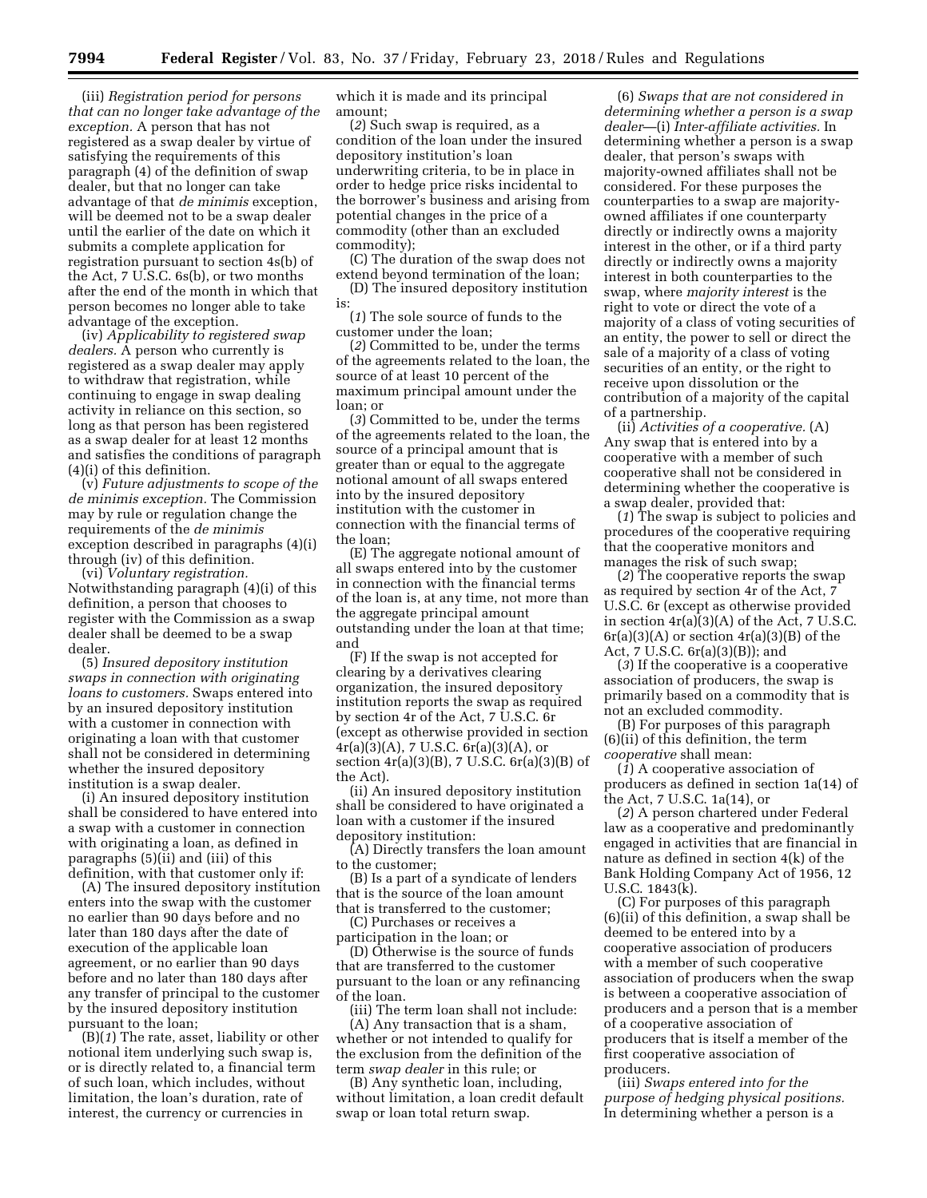(iii) *Registration period for persons that can no longer take advantage of the exception.* A person that has not registered as a swap dealer by virtue of satisfying the requirements of this paragraph (4) of the definition of swap dealer, but that no longer can take advantage of that *de minimis* exception, will be deemed not to be a swap dealer until the earlier of the date on which it submits a complete application for registration pursuant to section 4s(b) of the Act, 7 U.S.C. 6s(b), or two months after the end of the month in which that person becomes no longer able to take advantage of the exception.

(iv) *Applicability to registered swap dealers.* A person who currently is registered as a swap dealer may apply to withdraw that registration, while continuing to engage in swap dealing activity in reliance on this section, so long as that person has been registered as a swap dealer for at least 12 months and satisfies the conditions of paragraph (4)(i) of this definition.

(v) *Future adjustments to scope of the de minimis exception.* The Commission may by rule or regulation change the requirements of the *de minimis* exception described in paragraphs (4)(i) through (iv) of this definition.

(vi) *Voluntary registration.* Notwithstanding paragraph (4)(i) of this definition, a person that chooses to register with the Commission as a swap dealer shall be deemed to be a swap dealer.

(5) *Insured depository institution swaps in connection with originating loans to customers.* Swaps entered into by an insured depository institution with a customer in connection with originating a loan with that customer shall not be considered in determining whether the insured depository institution is a swap dealer.

(i) An insured depository institution shall be considered to have entered into a swap with a customer in connection with originating a loan, as defined in paragraphs (5)(ii) and (iii) of this definition, with that customer only if:

(A) The insured depository institution enters into the swap with the customer no earlier than 90 days before and no later than 180 days after the date of execution of the applicable loan agreement, or no earlier than 90 days before and no later than 180 days after any transfer of principal to the customer by the insured depository institution pursuant to the loan;

(B)(*1*) The rate, asset, liability or other notional item underlying such swap is, or is directly related to, a financial term of such loan, which includes, without limitation, the loan's duration, rate of interest, the currency or currencies in which it is made and its principal amount;

(*2*) Such swap is required, as a condition of the loan under the insured depository institution's loan underwriting criteria, to be in place in order to hedge price risks incidental to the borrower's business and arising from potential changes in the price of a commodity (other than an excluded commodity);

(C) The duration of the swap does not extend beyond termination of the loan;

(D) The insured depository institution is:

(*1*) The sole source of funds to the customer under the loan;

(*2*) Committed to be, under the terms of the agreements related to the loan, the source of at least 10 percent of the maximum principal amount under the loan; or

(*3*) Committed to be, under the terms of the agreements related to the loan, the source of a principal amount that is greater than or equal to the aggregate notional amount of all swaps entered into by the insured depository institution with the customer in connection with the financial terms of the loan;

(E) The aggregate notional amount of all swaps entered into by the customer in connection with the financial terms of the loan is, at any time, not more than the aggregate principal amount outstanding under the loan at that time; and

(F) If the swap is not accepted for clearing by a derivatives clearing organization, the insured depository institution reports the swap as required by section 4r of the Act, 7 U.S.C. 6r (except as otherwise provided in section 4r(a)(3)(A), 7 U.S.C. 6r(a)(3)(A), or section 4r(a)(3)(B), 7 U.S.C. 6r(a)(3)(B) of the Act).

(ii) An insured depository institution shall be considered to have originated a loan with a customer if the insured depository institution:

(A) Directly transfers the loan amount to the customer;

(B) Is a part of a syndicate of lenders that is the source of the loan amount that is transferred to the customer;

(C) Purchases or receives a participation in the loan; or

(D) Otherwise is the source of funds that are transferred to the customer pursuant to the loan or any refinancing of the loan.

(iii) The term loan shall not include:

(A) Any transaction that is a sham, whether or not intended to qualify for the exclusion from the definition of the term *swap dealer* in this rule; or

(B) Any synthetic loan, including, without limitation, a loan credit default swap or loan total return swap.

(6) *Swaps that are not considered in determining whether a person is a swap dealer*—(i) *Inter-affiliate activities.* In determining whether a person is a swap dealer, that person's swaps with majority-owned affiliates shall not be considered. For these purposes the counterparties to a swap are majority-owned affiliates if one counterparty directly or indirectly owns a majority interest in the other, or if a third party directly or indirectly owns a majority interest in both counterparties to the swap, where *majority interest* is the right to vote or direct the vote of a majority of a class of voting securities of an entity, the power to sell or direct the sale of a majority of a class of voting securities of an entity, or the right to receive upon dissolution or the contribution of a majority of the capital of a partnership.

(ii) *Activities of a cooperative.* (A) Any swap that is entered into by a cooperative with a member of such cooperative shall not be considered in determining whether the cooperative is a swap dealer, provided that:

(*1*) The swap is subject to policies and procedures of the cooperative requiring that the cooperative monitors and manages the risk of such swap;

(*2*) The cooperative reports the swap as required by section 4r of the Act, 7 U.S.C. 6r (except as otherwise provided in section 4r(a)(3)(A) of the Act, 7 U.S.C. 6r(a)(3)(A) or section 4r(a)(3)(B) of the Act, 7 U.S.C. 6r(a)(3)(B)); and

(*3*) If the cooperative is a cooperative association of producers, the swap is primarily based on a commodity that is not an excluded commodity.

(B) For purposes of this paragraph (6)(ii) of this definition, the term *cooperative* shall mean:

(*1*) A cooperative association of producers as defined in section 1a(14) of the Act, 7 U.S.C. 1a(14), or

(*2*) A person chartered under Federal law as a cooperative and predominantly engaged in activities that are financial in nature as defined in section 4(k) of the Bank Holding Company Act of 1956, 12 U.S.C. 1843(k).

(C) For purposes of this paragraph (6)(ii) of this definition, a swap shall be deemed to be entered into by a cooperative association of producers with a member of such cooperative association of producers when the swap is between a cooperative association of producers and a person that is a member of a cooperative association of producers that is itself a member of the first cooperative association of producers.

(iii) *Swaps entered into for the purpose of hedging physical positions.* In determining whether a person is a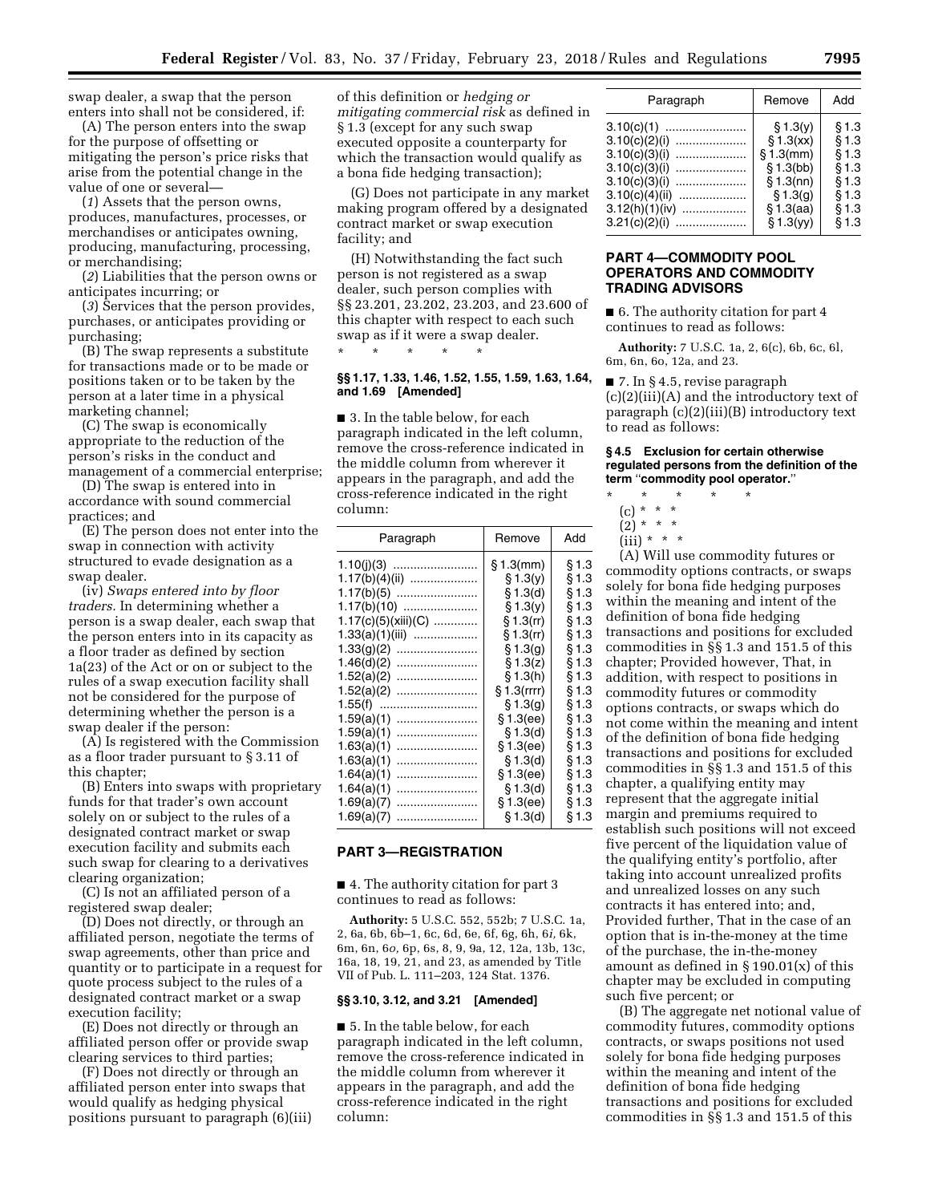swap dealer, a swap that the person enters into shall not be considered, if:

(A) The person enters into the swap for the purpose of offsetting or mitigating the person's price risks that arise from the potential change in the value of one or several—

(*1*) Assets that the person owns, produces, manufactures, processes, or merchandises or anticipates owning, producing, manufacturing, processing, or merchandising;

(*2*) Liabilities that the person owns or anticipates incurring; or

(*3*) Services that the person provides, purchases, or anticipates providing or purchasing;

(B) The swap represents a substitute for transactions made or to be made or positions taken or to be taken by the person at a later time in a physical marketing channel;

(C) The swap is economically appropriate to the reduction of the person's risks in the conduct and management of a commercial enterprise;

(D) The swap is entered into in accordance with sound commercial practices; and

(E) The person does not enter into the swap in connection with activity structured to evade designation as a swap dealer.

(iv) *Swaps entered into by floor traders.* In determining whether a person is a swap dealer, each swap that the person enters into in its capacity as a floor trader as defined by section 1a(23) of the Act or on or subject to the rules of a swap execution facility shall not be considered for the purpose of determining whether the person is a swap dealer if the person:

(A) Is registered with the Commission as a floor trader pursuant to § 3.11 of this chapter;

(B) Enters into swaps with proprietary funds for that trader's own account solely on or subject to the rules of a designated contract market or swap execution facility and submits each such swap for clearing to a derivatives clearing organization;

(C) Is not an affiliated person of a registered swap dealer;

(D) Does not directly, or through an affiliated person, negotiate the terms of swap agreements, other than price and quantity or to participate in a request for quote process subject to the rules of a designated contract market or a swap execution facility;

(E) Does not directly or through an affiliated person offer or provide swap clearing services to third parties;

(F) Does not directly or through an affiliated person enter into swaps that would qualify as hedging physical positions pursuant to paragraph (6)(iii) of this definition or *hedging or mitigating commercial risk* as defined in § 1.3 (except for any such swap executed opposite a counterparty for which the transaction would qualify as a bona fide hedging transaction);

(G) Does not participate in any market making program offered by a designated contract market or swap execution facility; and

(H) Notwithstanding the fact such person is not registered as a swap dealer, such person complies with §§ 23.201, 23.202, 23.203, and 23.600 of this chapter with respect to each such swap as if it were a swap dealer.

\* \* \* \* \*

**§§ 1.17, 1.33, 1.46, 1.52, 1.55, 1.59, 1.63, 1.64, and 1.69 [Amended]**

■ 3. In the table below, for each paragraph indicated in the left column, remove the cross-reference indicated in the middle column from wherever it appears in the paragraph, and add the cross-reference indicated in the right column:

| Paragraph | Remove | Add |
|---|---|---|
| 1.10(j)(3) | § 1.3(mm) | § 1.3 |
| 1.17(b)(4)(ii) | § 1.3(y) | § 1.3 |
| 1.17(b)(5) | § 1.3(d) | § 1.3 |
| 1.17(b)(10) | § 1.3(y) | § 1.3 |
| 1.17(c)(5)(xiii)(C) | § 1.3(rr) | § 1.3 |
| 1.33(a)(1)(iii) | § 1.3(rr) | § 1.3 |
| 1.33(g)(2) | § 1.3(g) | § 1.3 |
| 1.46(d)(2) | § 1.3(z) | § 1.3 |
| 1.52(a)(2) | § 1.3(h) | § 1.3 |
| 1.52(a)(2) | § 1.3(rrr) | § 1.3 |
| 1.55(f) | § 1.3(g) | § 1.3 |
| 1.59(a)(1) | § 1.3(ee) | § 1.3 |
| 1.59(a)(1) | § 1.3(d) | § 1.3 |
| 1.63(a)(1) | § 1.3(ee) | § 1.3 |
| 1.63(a)(1) | § 1.3(d) | § 1.3 |
| 1.64(a)(1) | § 1.3(ee) | § 1.3 |
| 1.64(a)(1) | § 1.3(d) | § 1.3 |
| 1.69(a)(7) | § 1.3(ee) | § 1.3 |
| 1.69(a)(7) | § 1.3(d) | § 1.3 |

## PART 3—REGISTRATION

■ 4. The authority citation for part 3 continues to read as follows:

**Authority:** 5 U.S.C. 552, 552b; 7 U.S.C. 1a, 2, 6a, 6b, 6b–1, 6c, 6d, 6e, 6f, 6g, 6h, 6*i,* 6k, 6m, 6n, 6*o,* 6p, 6s, 8, 9, 9a, 12, 12a, 13b, 13c, 16a, 18, 19, 21, and 23, as amended by Title VII of Pub. L. 111–203, 124 Stat. 1376.

**§§ 3.10, 3.12, and 3.21 [Amended]**

■ 5. In the table below, for each paragraph indicated in the left column, remove the cross-reference indicated in the middle column from wherever it appears in the paragraph, and add the cross-reference indicated in the right column:

| Paragraph | Remove | Add |
|---|---|---|
| 3.10(c)(1) | § 1.3(y) | § 1.3 |
| 3.10(c)(2)(i) | § 1.3(xx) | § 1.3 |
| 3.10(c)(3)(i) | § 1.3(mm) | § 1.3 |
| 3.10(c)(3)(i) | § 1.3(bb) | § 1.3 |
| 3.10(c)(3)(i) | § 1.3(nn) | § 1.3 |
| 3.10(c)(4)(ii) | § 1.3(g) | § 1.3 |
| 3.12(h)(1)(iv) | § 1.3(aa) | § 1.3 |
| 3.21(c)(2)(i) | § 1.3(yy) | § 1.3 |

## PART 4—COMMODITY POOL OPERATORS AND COMMODITY TRADING ADVISORS

■ 6. The authority citation for part 4 continues to read as follows:

**Authority:** 7 U.S.C. 1a, 2, 6(c), 6b, 6c, 6l, 6m, 6n, 6o, 12a, and 23.

■ 7. In § 4.5, revise paragraph (c)(2)(iii)(A) and the introductory text of paragraph (c)(2)(iii)(B) introductory text to read as follows:

**§ 4.5 Exclusion for certain otherwise regulated persons from the definition of the term "commodity pool operator."**

\* \* \* \* \*

(c) \* \* \*

(2) \* \* \*

(iii) \* \* \*

(A) Will use commodity futures or commodity options contracts, or swaps solely for bona fide hedging purposes within the meaning and intent of the definition of bona fide hedging transactions and positions for excluded commodities in §§ 1.3 and 151.5 of this chapter; Provided however, That, in addition, with respect to positions in commodity futures or commodity options contracts, or swaps which do not come within the meaning and intent of the definition of bona fide hedging transactions and positions for excluded commodities in §§ 1.3 and 151.5 of this chapter, a qualifying entity may represent that the aggregate initial margin and premiums required to establish such positions will not exceed five percent of the liquidation value of the qualifying entity's portfolio, after taking into account unrealized profits and unrealized losses on any such contracts it has entered into; and, Provided further, That in the case of an option that is in-the-money at the time of the purchase, the in-the-money amount as defined in § 190.01(x) of this chapter may be excluded in computing such five percent; or

(B) The aggregate net notional value of commodity futures, commodity options contracts, or swaps positions not used solely for bona fide hedging purposes within the meaning and intent of the definition of bona fide hedging transactions and positions for excluded commodities in §§ 1.3 and 151.5 of this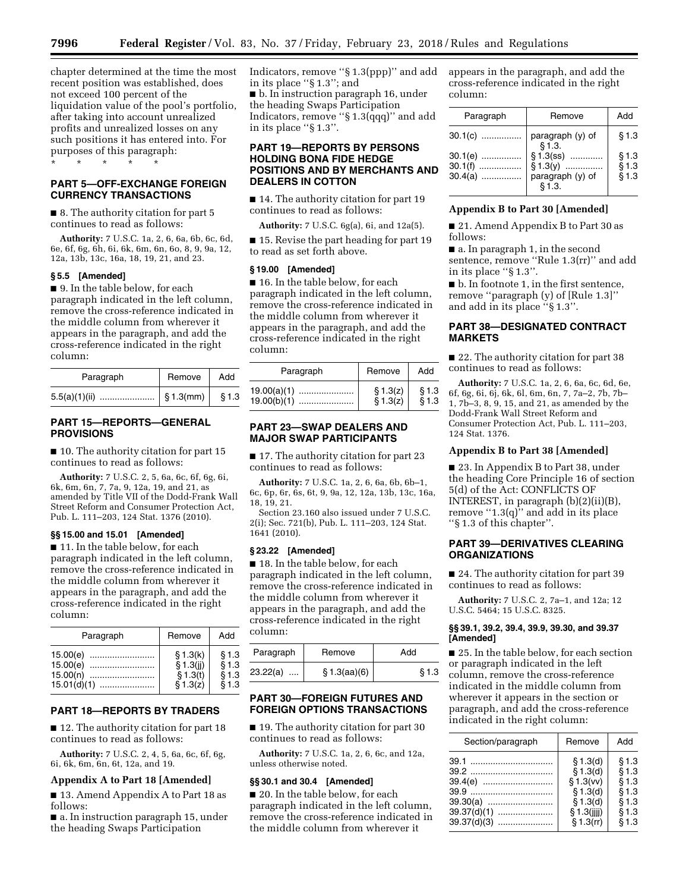chapter determined at the time the most recent position was established, does not exceed 100 percent of the liquidation value of the pool's portfolio, after taking into account unrealized profits and unrealized losses on any such positions it has entered into. For purposes of this paragraph:

\* \* \* \* \*

## PART 5—OFF-EXCHANGE FOREIGN CURRENCY TRANSACTIONS

■ 8. The authority citation for part 5 continues to read as follows:

**Authority:** 7 U.S.C. 1a, 2, 6, 6a, 6b, 6c, 6d, 6e, 6f, 6g, 6h, 6i, 6k, 6m, 6n, 6o, 8, 9, 9a, 12, 12a, 13b, 13c, 16a, 18, 19, 21, and 23.

### § 5.5 [Amended]

■ 9. In the table below, for each paragraph indicated in the left column, remove the cross-reference indicated in the middle column from wherever it appears in the paragraph, and add the cross-reference indicated in the right column:

| Paragraph | Remove | Add |
|---|---|---|
| 5.5(a)(1)(ii) | § 1.3(mm) | § 1.3 |

## PART 15—REPORTS—GENERAL PROVISIONS

■ 10. The authority citation for part 15 continues to read as follows:

**Authority:** 7 U.S.C. 2, 5, 6a, 6c, 6f, 6g, 6i, 6k, 6m, 6n, 7, 7a, 9, 12a, 19, and 21, as amended by Title VII of the Dodd-Frank Wall Street Reform and Consumer Protection Act, Pub. L. 111–203, 124 Stat. 1376 (2010).

### §§ 15.00 and 15.01 [Amended]

■ 11. In the table below, for each paragraph indicated in the left column, remove the cross-reference indicated in the middle column from wherever it appears in the paragraph, and add the cross-reference indicated in the right column:

| Paragraph | Remove | Add |
|---|---|---|
| 15.00(e) | § 1.3(k) | § 1.3 |
| 15.00(e) | § 1.3(jj) | § 1.3 |
| 15.00(n) | § 1.3(t) | § 1.3 |
| 15.01(d)(1) | § 1.3(z) | § 1.3 |

## PART 18—REPORTS BY TRADERS

■ 12. The authority citation for part 18 continues to read as follows:

**Authority:** 7 U.S.C. 2, 4, 5, 6a, 6c, 6f, 6g, 6i, 6k, 6m, 6n, 6t, 12a, and 19.

### Appendix A to Part 18 [Amended]

■ 13. Amend Appendix A to Part 18 as follows:

■ a. In instruction paragraph 15, under the heading Swaps Participation Indicators, remove "§ 1.3(ppp)" and add in its place "§ 1.3"; and

■ b. In instruction paragraph 16, under the heading Swaps Participation Indicators, remove "§ 1.3(qqq)" and add in its place "§ 1.3".

## PART 19—REPORTS BY PERSONS HOLDING BONA FIDE HEDGE POSITIONS AND BY MERCHANTS AND DEALERS IN COTTON

■ 14. The authority citation for part 19 continues to read as follows:

**Authority:** 7 U.S.C. 6g(a), 6i, and 12a(5).

■ 15. Revise the part heading for part 19 to read as set forth above.

### § 19.00 [Amended]

■ 16. In the table below, for each paragraph indicated in the left column, remove the cross-reference indicated in the middle column from wherever it appears in the paragraph, and add the cross-reference indicated in the right column:

| Paragraph | Remove | Add |
|---|---|---|
| 19.00(a)(1) | § 1.3(z) | § 1.3 |
| 19.00(b)(1) | § 1.3(z) | § 1.3 |

## PART 23—SWAP DEALERS AND MAJOR SWAP PARTICIPANTS

■ 17. The authority citation for part 23 continues to read as follows:

**Authority:** 7 U.S.C. 1a, 2, 6, 6a, 6b, 6b–1, 6c, 6p, 6r, 6s, 6t, 9, 9a, 12, 12a, 13b, 13c, 16a, 18, 19, 21.

Section 23.160 also issued under 7 U.S.C. 2(i); Sec. 721(b), Pub. L. 111–203, 124 Stat. 1641 (2010).

### § 23.22 [Amended]

■ 18. In the table below, for each paragraph indicated in the left column, remove the cross-reference indicated in the middle column from wherever it appears in the paragraph, and add the cross-reference indicated in the right column:

| Paragraph | Remove | Add |
|---|---|---|
| 23.22(a) | § 1.3(aa)(6) | § 1.3 |

## PART 30—FOREIGN FUTURES AND FOREIGN OPTIONS TRANSACTIONS

■ 19. The authority citation for part 30 continues to read as follows:

**Authority:** 7 U.S.C. 1a, 2, 6, 6c, and 12a, unless otherwise noted.

### §§ 30.1 and 30.4 [Amended]

■ 20. In the table below, for each paragraph indicated in the left column, remove the cross-reference indicated in the middle column from wherever it appears in the paragraph, and add the cross-reference indicated in the right column:

| Paragraph | Remove | Add |
|---|---|---|
| 30.1(c) | paragraph (y) of § 1.3. | § 1.3 |
| 30.1(e) | § 1.3(ss) | § 1.3 |
| 30.1(f) | § 1.3(y) | § 1.3 |
| 30.4(a) | paragraph (y) of § 1.3. | § 1.3 |

### Appendix B to Part 30 [Amended]

■ 21. Amend Appendix B to Part 30 as follows:

■ a. In paragraph 1, in the second sentence, remove "Rule 1.3(rr)" and add in its place "§ 1.3".

■ b. In footnote 1, in the first sentence, remove "paragraph (y) of [Rule 1.3]" and add in its place "§ 1.3".

## PART 38—DESIGNATED CONTRACT MARKETS

■ 22. The authority citation for part 38 continues to read as follows:

**Authority:** 7 U.S.C. 1a, 2, 6, 6a, 6c, 6d, 6e, 6f, 6g, 6i, 6j, 6k, 6l, 6m, 6n, 7, 7a–2, 7b, 7b–1, 7b–3, 8, 9, 15, and 21, as amended by the Dodd-Frank Wall Street Reform and Consumer Protection Act, Pub. L. 111–203, 124 Stat. 1376.

### Appendix B to Part 38 [Amended]

■ 23. In Appendix B to Part 38, under the heading Core Principle 16 of section 5(d) of the Act: CONFLICTS OF INTEREST, in paragraph (b)(2)(ii)(B), remove "1.3(q)" and add in its place "§ 1.3 of this chapter".

## PART 39—DERIVATIVES CLEARING ORGANIZATIONS

■ 24. The authority citation for part 39 continues to read as follows:

**Authority:** 7 U.S.C. 2, 7a–1, and 12a; 12 U.S.C. 5464; 15 U.S.C. 8325.

### §§ 39.1, 39.2, 39.4, 39.9, 39.30, and 39.37 [Amended]

■ 25. In the table below, for each section or paragraph indicated in the left column, remove the cross-reference indicated in the middle column from wherever it appears in the section or paragraph, and add the cross-reference indicated in the right column:

| Section/paragraph | Remove | Add |
|---|---|---|
| 39.1 | § 1.3(d) | § 1.3 |
| 39.2 | § 1.3(d) | § 1.3 |
| 39.4(e) | § 1.3(vv) | § 1.3 |
| 39.9 | § 1.3(d) | § 1.3 |
| 39.30(a) | § 1.3(d) | § 1.3 |
| 39.37(d)(1) | § 1.3(jjj) | § 1.3 |
| 39.37(d)(3) | § 1.3(rr) | § 1.3 |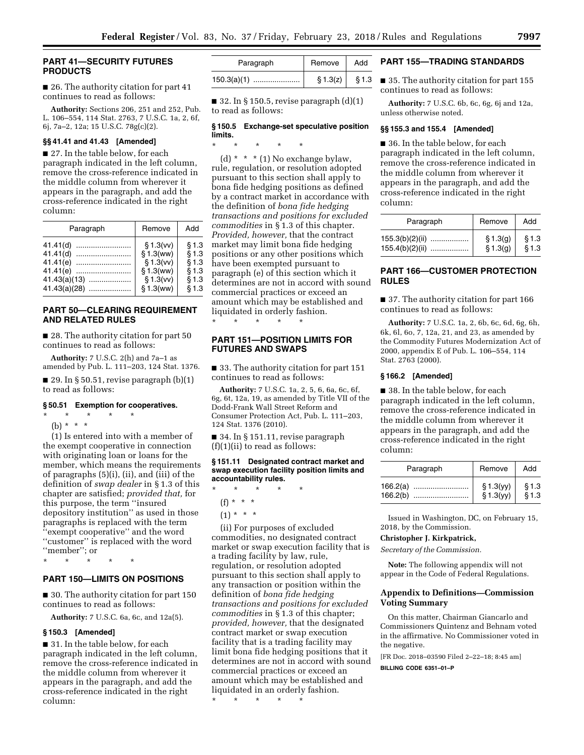## PART 41—SECURITY FUTURES PRODUCTS

■ 26. The authority citation for part 41 continues to read as follows:

**Authority:** Sections 206, 251 and 252, Pub. L. 106–554, 114 Stat. 2763, 7 U.S.C. 1a, 2, 6f, 6j, 7a–2, 12a; 15 U.S.C. 78g(c)(2).

### §§ 41.41 and 41.43 [Amended]

■ 27. In the table below, for each paragraph indicated in the left column, remove the cross-reference indicated in the middle column from wherever it appears in the paragraph, and add the cross-reference indicated in the right column:

| Paragraph | Remove | Add |
|---|---|---|
| 41.41(d) .......................... | § 1.3(vv) | § 1.3 |
| 41.41(d) .......................... | § 1.3(ww) | § 1.3 |
| 41.41(e) .......................... | § 1.3(vv) | § 1.3 |
| 41.41(e) .......................... | § 1.3(ww) | § 1.3 |
| 41.43(a)(13) .................... | § 1.3(vv) | § 1.3 |
| 41.43(a)(28) .................... | § 1.3(ww) | § 1.3 |

## PART 50—CLEARING REQUIREMENT AND RELATED RULES

■ 28. The authority citation for part 50 continues to read as follows:

**Authority:** 7 U.S.C. 2(h) and 7a–1 as amended by Pub. L. 111–203, 124 Stat. 1376.

■ 29. In § 50.51, revise paragraph (b)(1) to read as follows:

### § 50.51 Exemption for cooperatives.

\* \* \* \* \*

(b) \* \* \*

(1) Is entered into with a member of the exempt cooperative in connection with originating loan or loans for the member, which means the requirements of paragraphs (5)(i), (ii), and (iii) of the definition of *swap dealer* in § 1.3 of this chapter are satisfied; *provided that,* for this purpose, the term ''insured depository institution'' as used in those paragraphs is replaced with the term ''exempt cooperative'' and the word ''customer'' is replaced with the word ''member''; or

\* \* \* \* \*

## PART 150—LIMITS ON POSITIONS

■ 30. The authority citation for part 150 continues to read as follows:

**Authority:** 7 U.S.C. 6a, 6c, and 12a(5).

### § 150.3 [Amended]

■ 31. In the table below, for each paragraph indicated in the left column, remove the cross-reference indicated in the middle column from wherever it appears in the paragraph, and add the cross-reference indicated in the right column:

| Paragraph | Remove | Add |
|---|---|---|
| 150.3(a)(1) ...................... | § 1.3(z) | § 1.3 |

■ 32. In § 150.5, revise paragraph (d)(1) to read as follows:

### § 150.5 Exchange-set speculative position limits.

\* \* \* \* \*

(d) \* \* \* (1) No exchange bylaw, rule, regulation, or resolution adopted pursuant to this section shall apply to bona fide hedging positions as defined by a contract market in accordance with the definition of *bona fide hedging transactions and positions for excluded commodities* in § 1.3 of this chapter. *Provided, however,* that the contract market may limit bona fide hedging positions or any other positions which have been exempted pursuant to paragraph (e) of this section which it determines are not in accord with sound commercial practices or exceed an amount which may be established and liquidated in orderly fashion.

\* \* \* \* \*

## PART 151—POSITION LIMITS FOR FUTURES AND SWAPS

■ 33. The authority citation for part 151 continues to read as follows:

**Authority:** 7 U.S.C. 1a, 2, 5, 6, 6a, 6c, 6f, 6g, 6t, 12a, 19, as amended by Title VII of the Dodd-Frank Wall Street Reform and Consumer Protection Act, Pub. L. 111–203, 124 Stat. 1376 (2010).

■ 34. In § 151.11, revise paragraph (f)(1)(ii) to read as follows:

### § 151.11 Designated contract market and swap execution facility position limits and accountability rules.

\* \* \* \* \*

(f) \* \* \*

(1) \* \* \*

(ii) For purposes of excluded commodities, no designated contract market or swap execution facility that is a trading facility by law, rule, regulation, or resolution adopted pursuant to this section shall apply to any transaction or position within the definition of *bona fide hedging transactions and positions for excluded commodities* in § 1.3 of this chapter; *provided, however,* that the designated contract market or swap execution facility that is a trading facility may limit bona fide hedging positions that it determines are not in accord with sound commercial practices or exceed an amount which may be established and liquidated in an orderly fashion.

\* \* \* \* \*

## PART 155—TRADING STANDARDS

■ 35. The authority citation for part 155 continues to read as follows:

**Authority:** 7 U.S.C. 6b, 6c, 6g, 6j and 12a, unless otherwise noted.

### §§ 155.3 and 155.4 [Amended]

■ 36. In the table below, for each paragraph indicated in the left column, remove the cross-reference indicated in the middle column from wherever it appears in the paragraph, and add the cross-reference indicated in the right column:

| Paragraph | Remove | Add |
|---|---|---|
| 155.3(b)(2)(ii) ................. | § 1.3(g) | § 1.3 |
| 155.4(b)(2)(ii) ................. | § 1.3(g) | § 1.3 |

## PART 166—CUSTOMER PROTECTION RULES

■ 37. The authority citation for part 166 continues to read as follows:

**Authority:** 7 U.S.C. 1a, 2, 6b, 6c, 6d, 6g, 6h, 6k, 6l, 6o, 7, 12a, 21, and 23, as amended by the Commodity Futures Modernization Act of 2000, appendix E of Pub. L. 106–554, 114 Stat. 2763 (2000).

### § 166.2 [Amended]

■ 38. In the table below, for each paragraph indicated in the left column, remove the cross-reference indicated in the middle column from wherever it appears in the paragraph, and add the cross-reference indicated in the right column:

| Paragraph | Remove | Add |
|---|---|---|
| 166.2(a) .......................... | § 1.3(yy) | § 1.3 |
| 166.2(b) .......................... | § 1.3(yy) | § 1.3 |

Issued in Washington, DC, on February 15, 2018, by the Commission.

**Christopher J. Kirkpatrick,**

*Secretary of the Commission.*

**Note:** The following appendix will not appear in the Code of Federal Regulations.

### Appendix to Definitions—Commission Voting Summary

On this matter, Chairman Giancarlo and Commissioners Quintenz and Behnam voted in the affirmative. No Commissioner voted in the negative.

[FR Doc. 2018–03590 Filed 2–22–18; 8:45 am]

**BILLING CODE 6351–01–P**